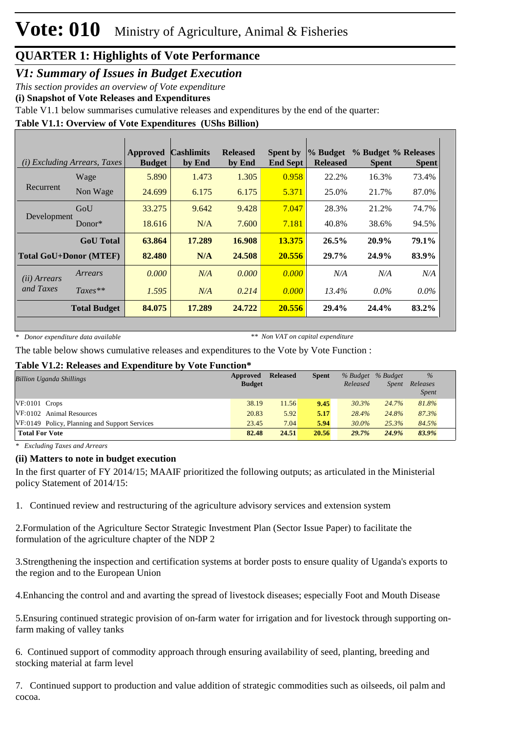# Vote: 010 Ministry of Agriculture, Animal & Fisheries

## QUARTER 1: Highlights of Vote Performance

### *V1: Summary of Issues in Budget Execution*

*This section provides an overview of Vote expenditure*

**(i) Snapshot of Vote Releases and Expenditures**

Table V1.1 below summarises cumulative releases and expenditures by the end of the quarter:

**Table V1.1: Overview of Vote Expenditures (UShs Billion)**

| *(i) Excluding Arrears, Taxes* | | Approved Budget | Cashlimits by End | Released by End | Spent by End Sept | % Budget Released | % Budget Spent | % Releases Spent |
|---|---|---|---|---|---|---|---|---|
| Recurrent | Wage | 5.890 | 1.473 | 1.305 | 0.958 | 22.2% | 16.3% | 73.4% |
| | Non Wage | 24.699 | 6.175 | 6.175 | 5.371 | 25.0% | 21.7% | 87.0% |
| Development | GoU | 33.275 | 9.642 | 9.428 | 7.047 | 28.3% | 21.2% | 74.7% |
| | Donor* | 18.616 | N/A | 7.600 | 7.181 | 40.8% | 38.6% | 94.5% |
| | **GoU Total** | **63.864** | **17.289** | **16.908** | **13.375** | **26.5%** | **20.9%** | **79.1%** |
| **Total GoU+Donor (MTEF)** | | **82.480** | **N/A** | **24.508** | **20.556** | **29.7%** | **24.9%** | **83.9%** |
| *(ii) Arrears and Taxes* | *Arrears* | *0.000* | *N/A* | *0.000* | *0.000* | *N/A* | *N/A* | *N/A* |
| | *Taxes*** | *1.595* | *N/A* | *0.214* | *0.000* | *13.4%* | *0.0%* | *0.0%* |
| | **Total Budget** | **84.075** | **17.289** | **24.722** | **20.556** | **29.4%** | **24.4%** | **83.2%** |

*\* Donor expenditure data available* &nbsp;&nbsp;&nbsp; *** Non VAT on capital expenditure*

The table below shows cumulative releases and expenditures to the Vote by Vote Function :

**Table V1.2: Releases and Expenditure by Vote Function***

| *Billion Uganda Shillings* | Approved Budget | Released | Spent | *% Budget Released* | *% Budget Spent* | *% Releases Spent* |
|---|---|---|---|---|---|---|
| VF:0101 Crops | 38.19 | 11.56 | 9.45 | *30.3%* | *24.7%* | *81.8%* |
| VF:0102 Animal Resources | 20.83 | 5.92 | 5.17 | *28.4%* | *24.8%* | *87.3%* |
| VF:0149 Policy, Planning and Support Services | 23.45 | 7.04 | 5.94 | *30.0%* | *25.3%* | *84.5%* |
| **Total For Vote** | **82.48** | **24.51** | **20.56** | ***29.7%*** | ***24.9%*** | ***83.9%*** |

*\* Excluding Taxes and Arrears*

**(ii) Matters to note in budget execution**

In the first quarter of FY 2014/15; MAAIF prioritized the following outputs; as articulated in the Ministerial policy Statement of 2014/15:

1. Continued review and restructuring of the agriculture advisory services and extension system

2.Formulation of the Agriculture Sector Strategic Investment Plan (Sector Issue Paper) to facilitate the formulation of the agriculture chapter of the NDP 2

3.Strengthening the inspection and certification systems at border posts to ensure quality of Uganda's exports to the region and to the European Union

4.Enhancing the control and and avarting the spread of livestock diseases; especially Foot and Mouth Disease

5.Ensuring continued strategic provision of on-farm water for irrigation and for livestock through supporting on-farm making of valley tanks

6. Continued support of commodity approach through ensuring availability of seed, planting, breeding and stocking material at farm level

7. Continued support to production and value addition of strategic commodities such as oilseeds, oil palm and cocoa.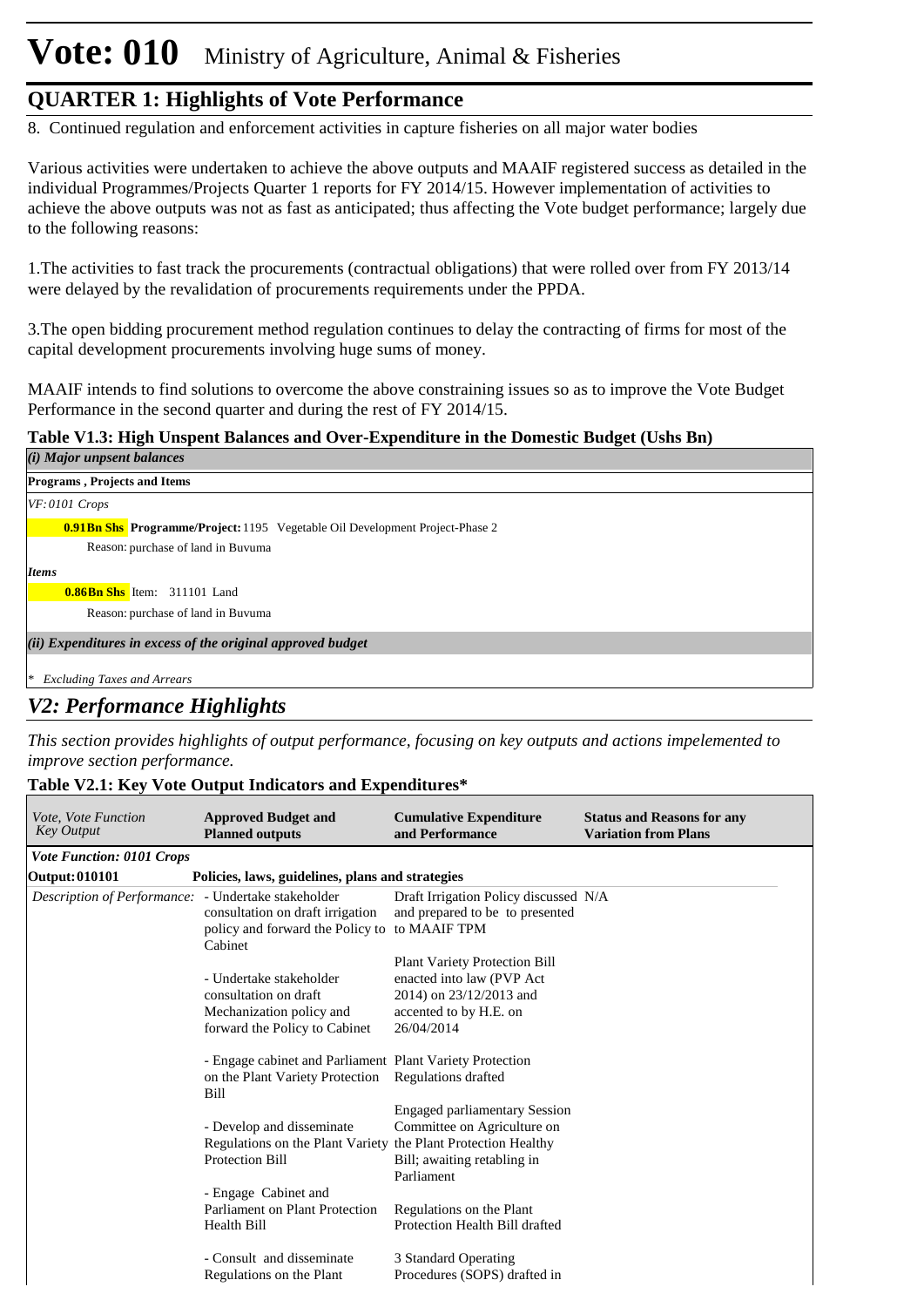# Vote: 010 Ministry of Agriculture, Animal & Fisheries

## QUARTER 1: Highlights of Vote Performance

8. Continued regulation and enforcement activities in capture fisheries on all major water bodies

Various activities were undertaken to achieve the above outputs and MAAIF registered success as detailed in the individual Programmes/Projects Quarter 1 reports for FY 2014/15. However implementation of activities to achieve the above outputs was not as fast as anticipated; thus affecting the Vote budget performance; largely due to the following reasons:

1.The activities to fast track the procurements (contractual obligations) that were rolled over from FY 2013/14 were delayed by the revalidation of procurements requirements under the PPDA.

3.The open bidding procurement method regulation continues to delay the contracting of firms for most of the capital development procurements involving huge sums of money.

MAAIF intends to find solutions to overcome the above constraining issues so as to improve the Vote Budget Performance in the second quarter and during the rest of FY 2014/15.

**Table V1.3: High Unspent Balances and Over-Expenditure in the Domestic Budget (Ushs Bn)**

*(i) Major unpsent balances*

**Programs , Projects and Items**

*VF: 0101 Crops*

**0.91Bn Shs** **Programme/Project:** 1195 Vegetable Oil Development Project-Phase 2

Reason: purchase of land in Buvuma

*Items*

**0.86Bn Shs** Item: 311101 Land

Reason: purchase of land in Buvuma

*(ii) Expenditures in excess of the original approved budget*

*\* Excluding Taxes and Arrears*

## *V2: Performance Highlights*

*This section provides highlights of output performance, focusing on key outputs and actions impelemented to improve section performance.*

**Table V2.1: Key Vote Output Indicators and Expenditures\***

| *Vote, Vote Function Key Output* | **Approved Budget and Planned outputs** | **Cumulative Expenditure and Performance** | **Status and Reasons for any Variation from Plans** |
|---|---|---|---|
| ***Vote Function: 0101 Crops*** | | | |
| **Output: 010101** | **Policies, laws, guidelines, plans and strategies** | | |
| *Description of Performance:* | - Undertake stakeholder consultation on draft irrigation policy and forward the Policy to Cabinet<br><br>- Undertake stakeholder consultation on draft Mechanization policy and forward the Policy to Cabinet<br><br>- Engage cabinet and Parliament on the Plant Variety Protection Bill<br><br>- Develop and disseminate Regulations on the Plant Variety Protection Bill<br><br>- Engage Cabinet and Parliament on Plant Protection Health Bill<br><br>- Consult and disseminate Regulations on the Plant | Draft Irrigation Policy discussed and prepared to be to presented to MAAIF TPM<br><br>Plant Variety Protection Bill enacted into law (PVP Act 2014) on 23/12/2013 and accented to by H.E. on 26/04/2014<br><br>Plant Variety Protection Regulations drafted<br><br>Engaged parliamentary Session Committee on Agriculture on the Plant Protection Healthy Bill; awaiting retabling in Parliament<br><br>Regulations on the Plant Protection Health Bill drafted<br><br>3 Standard Operating Procedures (SOPS) drafted in | N/A |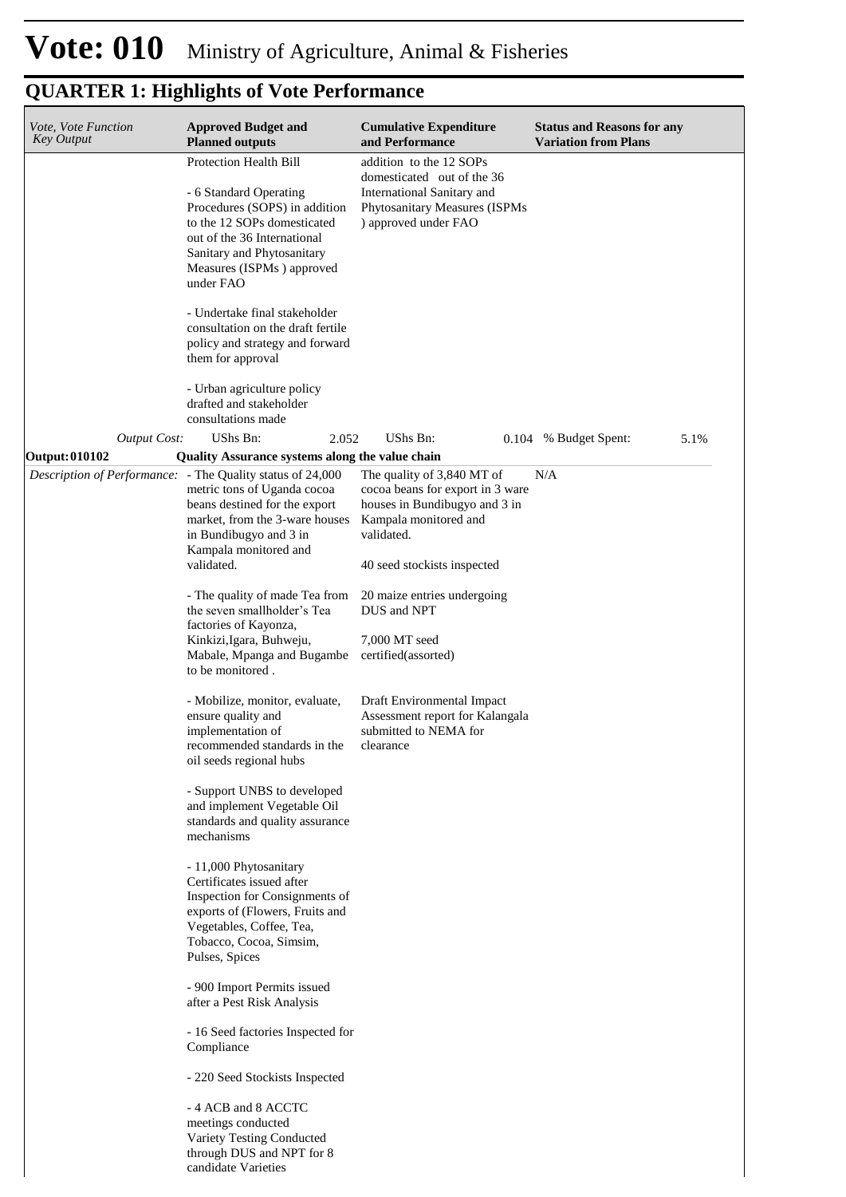# Vote: 010 Ministry of Agriculture, Animal & Fisheries

## QUARTER 1: Highlights of Vote Performance

| *Vote, Vote Function Key Output* | **Approved Budget and Planned outputs** | **Cumulative Expenditure and Performance** | **Status and Reasons for any Variation from Plans** |
|---|---|---|---|
| | Protection Health Bill<br><br>- 6 Standard Operating Procedures (SOPS) in addition to the 12 SOPs domesticated out of the 36 International Sanitary and Phytosanitary Measures (ISPMs ) approved under FAO<br><br>- Undertake final stakeholder consultation on the draft fertile policy and strategy and forward them for approval<br><br>- Urban agriculture policy drafted and stakeholder consultations made | addition to the 12 SOPs domesticated out of the 36 International Sanitary and Phytosanitary Measures (ISPMs ) approved under FAO | |
| *Output Cost:* | UShs Bn: 2.052 | UShs Bn: 0.104 | % Budget Spent: 5.1% |
| **Output: 010102** | **Quality Assurance systems along the value chain** | | |
| *Description of Performance:* | - The Quality status of 24,000 metric tons of Uganda cocoa beans destined for the export market, from the 3-ware houses in Bundibugyo and 3 in Kampala monitored and validated.<br><br>- The quality of made Tea from the seven smallholder's Tea factories of Kayonza, Kinkizi,Igara, Buhweju, Mabale, Mpanga and Bugambe to be monitored .<br><br>- Mobilize, monitor, evaluate, ensure quality and implementation of recommended standards in the oil seeds regional hubs<br><br>- Support UNBS to developed and implement Vegetable Oil standards and quality assurance mechanisms<br><br>- 11,000 Phytosanitary Certificates issued after Inspection for Consignments of exports of (Flowers, Fruits and Vegetables, Coffee, Tea, Tobacco, Cocoa, Simsim, Pulses, Spices<br><br>- 900 Import Permits issued after a Pest Risk Analysis<br><br>- 16 Seed factories Inspected for Compliance<br><br>- 220 Seed Stockists Inspected<br><br>- 4 ACB and 8 ACCTC meetings conducted<br>Variety Testing Conducted through DUS and NPT for 8 candidate Varieties | The quality of 3,840 MT of cocoa beans for export in 3 ware houses in Bundibugyo and 3 in Kampala monitored and validated.<br><br>40 seed stockists inspected<br><br>20 maize entries undergoing DUS and NPT<br><br>7,000 MT seed certified(assorted)<br><br>Draft Environmental Impact Assessment report for Kalangala submitted to NEMA for clearance | N/A |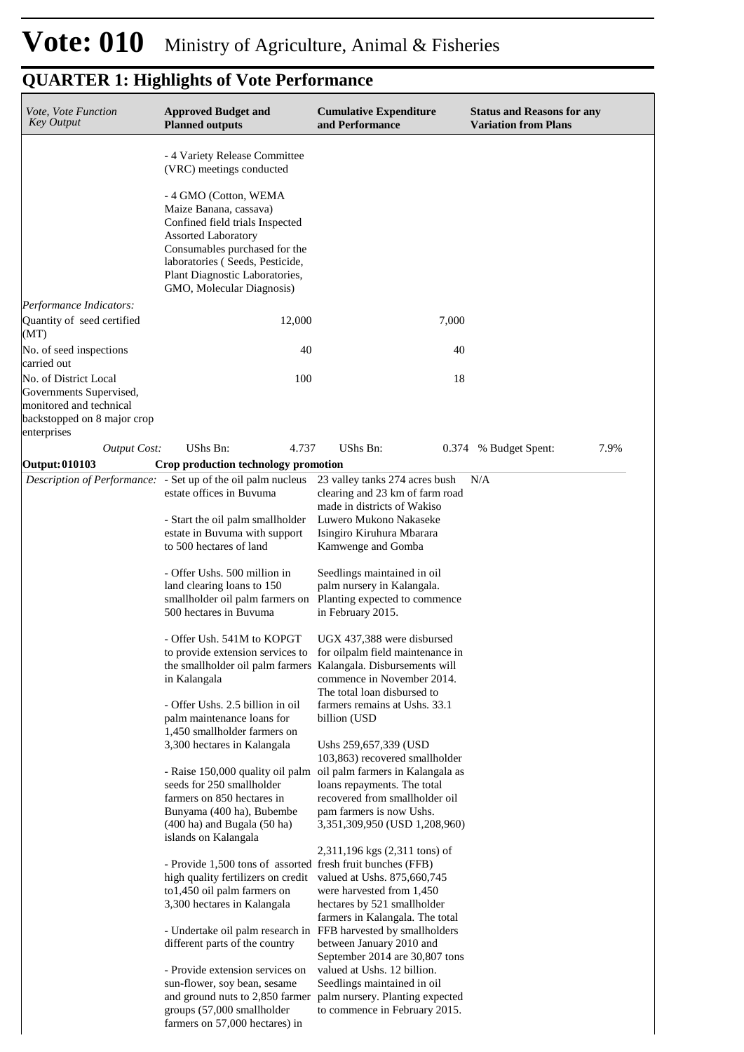# Vote: 010 Ministry of Agriculture, Animal & Fisheries

## QUARTER 1: Highlights of Vote Performance

| *Vote, Vote Function Key Output* | **Approved Budget and Planned outputs** | **Cumulative Expenditure and Performance** | **Status and Reasons for any Variation from Plans** |
|---|---|---|---|
| | - 4 Variety Release Committee (VRC) meetings conducted<br><br>- 4 GMO (Cotton, WEMA Maize Banana, cassava) Confined field trials Inspected Assorted Laboratory Consumables purchased for the laboratories ( Seeds, Pesticide, Plant Diagnostic Laboratories, GMO, Molecular Diagnosis) | | |
| *Performance Indicators:* | | | |
| Quantity of seed certified (MT) | 12,000 | 7,000 | |
| No. of seed inspections carried out | 40 | 40 | |
| No. of District Local Governments Supervised, monitored and technical backstopped on 8 major crop enterprises | 100 | 18 | |
| *Output Cost:* | UShs Bn: 4.737 | UShs Bn: 0.374 | % Budget Spent: 7.9% |
| **Output: 010103** | **Crop production technology promotion** | | |
| *Description of Performance:* | - Set up of the oil palm nucleus estate offices in Buvuma<br><br>- Start the oil palm smallholder estate in Buvuma with support to 500 hectares of land<br><br>- Offer Ushs. 500 million in land clearing loans to 150 smallholder oil palm farmers on 500 hectares in Buvuma<br><br>- Offer Ush. 541M to KOPGT to provide extension services to the smallholder oil palm farmers in Kalangala<br><br>- Offer Ushs. 2.5 billion in oil palm maintenance loans for 1,450 smallholder farmers on 3,300 hectares in Kalangala<br><br>- Raise 150,000 quality oil palm seeds for 250 smallholder farmers on 850 hectares in Bunyama (400 ha), Bubembe (400 ha) and Bugala (50 ha) islands on Kalangala<br><br>- Provide 1,500 tons of assorted high quality fertilizers on credit to1,450 oil palm farmers on 3,300 hectares in Kalangala<br><br>- Undertake oil palm research in different parts of the country<br><br>- Provide extension services on sun-flower, soy bean, sesame and ground nuts to 2,850 farmer groups (57,000 smallholder farmers on 57,000 hectares) in | 23 valley tanks 274 acres bush clearing and 23 km of farm road made in districts of Wakiso Luwero Mukono Nakaseke Isingiro Kiruhura Mbarara Kamwenge and Gomba<br><br>Seedlings maintained in oil palm nursery in Kalangala. Planting expected to commence in February 2015.<br><br>UGX 437,388 were disbursed for oilpalm field maintenance in Kalangala. Disbursements will commence in November 2014. The total loan disbursed to farmers remains at Ushs. 33.1 billion (USD<br><br>Ushs 259,657,339 (USD 103,863) recovered smallholder oil palm farmers in Kalangala as loans repayments. The total recovered from smallholder oil pam farmers is now Ushs. 3,351,309,950 (USD 1,208,960)<br><br>2,311,196 kgs (2,311 tons) of fresh fruit bunches (FFB) valued at Ushs. 875,660,745 were harvested from 1,450 hectares by 521 smallholder farmers in Kalangala. The total FFB harvested by smallholders between January 2010 and September 2014 are 30,807 tons valued at Ushs. 12 billion. Seedlings maintained in oil palm nursery. Planting expected to commence in February 2015. | N/A |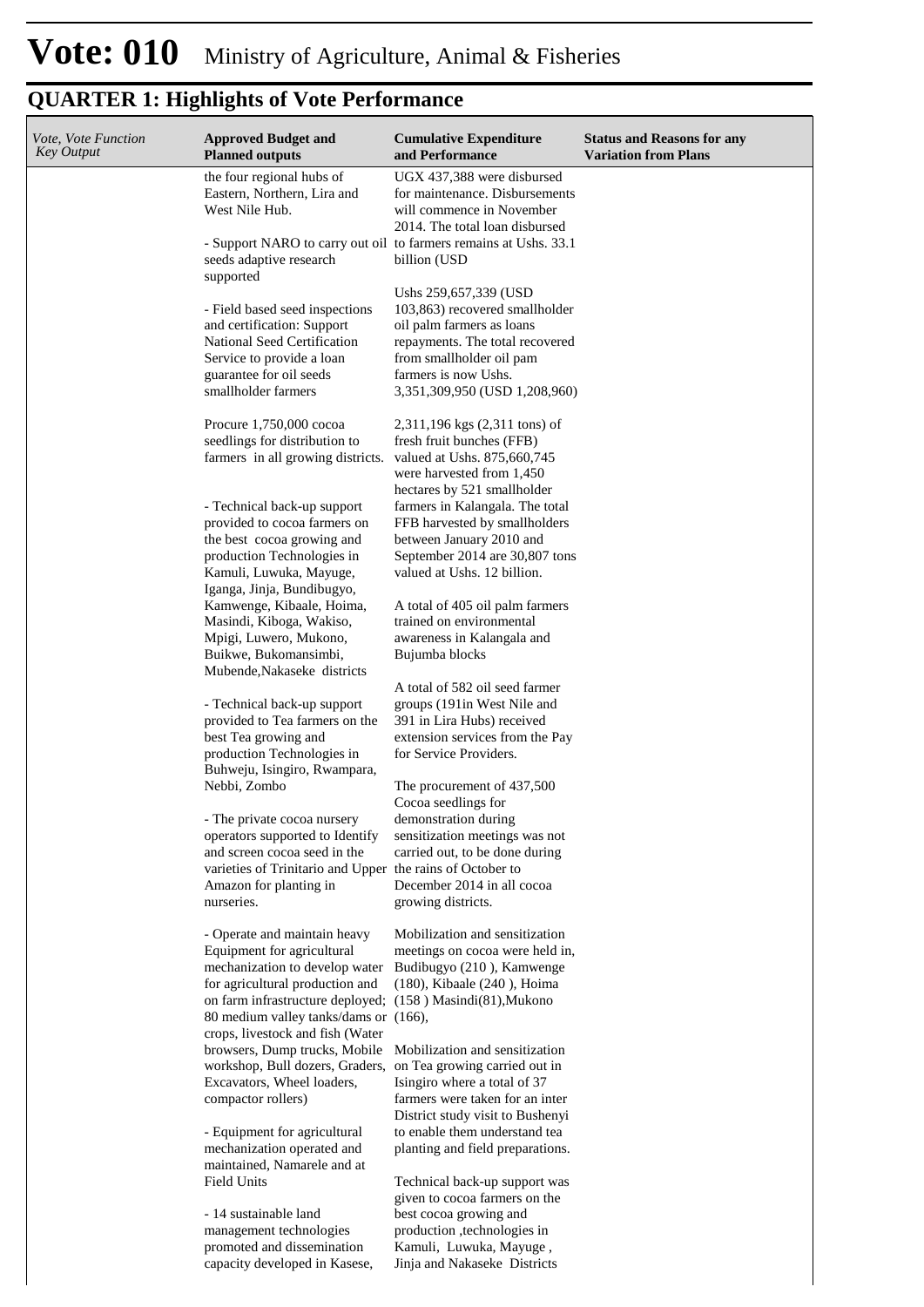# Vote: 010 Ministry of Agriculture, Animal & Fisheries

## QUARTER 1: Highlights of Vote Performance

| *Vote, Vote Function Key Output* | **Approved Budget and Planned outputs** | **Cumulative Expenditure and Performance** | **Status and Reasons for any Variation from Plans** |
|---|---|---|---|
| | the four regional hubs of Eastern, Northern, Lira and West Nile Hub.<br><br>- Support NARO to carry out oil seeds adaptive research supported<br><br>- Field based seed inspections and certification: Support National Seed Certification Service to provide a loan guarantee for oil seeds smallholder farmers<br><br>Procure 1,750,000 cocoa seedlings for distribution to farmers in all growing districts.<br><br>- Technical back-up support provided to cocoa farmers on the best cocoa growing and production Technologies in Kamuli, Luwuka, Mayuge, Iganga, Jinja, Bundibugyo, Kamwenge, Kibaale, Hoima, Masindi, Kiboga, Wakiso, Mpigi, Luwero, Mukono, Buikwe, Bukomansimbi, Mubende,Nakaseke districts<br><br>- Technical back-up support provided to Tea farmers on the best Tea growing and production Technologies in Buhweju, Isingiro, Rwampara, Nebbi, Zombo<br><br>- The private cocoa nursery operators supported to Identify and screen cocoa seed in the varieties of Trinitario and Upper Amazon for planting in nurseries.<br><br>- Operate and maintain heavy Equipment for agricultural mechanization to develop water for agricultural production and on farm infrastructure deployed; 80 medium valley tanks/dams or crops, livestock and fish (Water browsers, Dump trucks, Mobile workshop, Bull dozers, Graders, Excavators, Wheel loaders, compactor rollers)<br><br>- Equipment for agricultural mechanization operated and maintained, Namarele and at Field Units<br><br>- 14 sustainable land management technologies promoted and dissemination capacity developed in Kasese, | UGX 437,388 were disbursed for maintenance. Disbursements will commence in November 2014. The total loan disbursed to farmers remains at Ushs. 33.1 billion (USD<br><br>Ushs 259,657,339 (USD 103,863) recovered smallholder oil palm farmers as loans repayments. The total recovered from smallholder oil pam farmers is now Ushs. 3,351,309,950 (USD 1,208,960)<br><br>2,311,196 kgs (2,311 tons) of fresh fruit bunches (FFB) valued at Ushs. 875,660,745 were harvested from 1,450 hectares by 521 smallholder farmers in Kalangala. The total FFB harvested by smallholders between January 2010 and September 2014 are 30,807 tons valued at Ushs. 12 billion.<br><br>A total of 405 oil palm farmers trained on environmental awareness in Kalangala and Bujumba blocks<br><br>A total of 582 oil seed farmer groups (191in West Nile and 391 in Lira Hubs) received extension services from the Pay for Service Providers.<br><br>The procurement of 437,500 Cocoa seedlings for demonstration during sensitization meetings was not carried out, to be done during the rains of October to December 2014 in all cocoa growing districts.<br><br>Mobilization and sensitization meetings on cocoa were held in, Budibugyo (210 ), Kamwenge (180), Kibaale (240 ), Hoima (158 ) Masindi(81),Mukono (166),<br><br>Mobilization and sensitization on Tea growing carried out in Isingiro where a total of 37 farmers were taken for an inter District study visit to Bushenyi to enable them understand tea planting and field preparations.<br><br>Technical back-up support was given to cocoa farmers on the best cocoa growing and production ,technologies in Kamuli, Luwuka, Mayuge , Jinja and Nakaseke Districts | |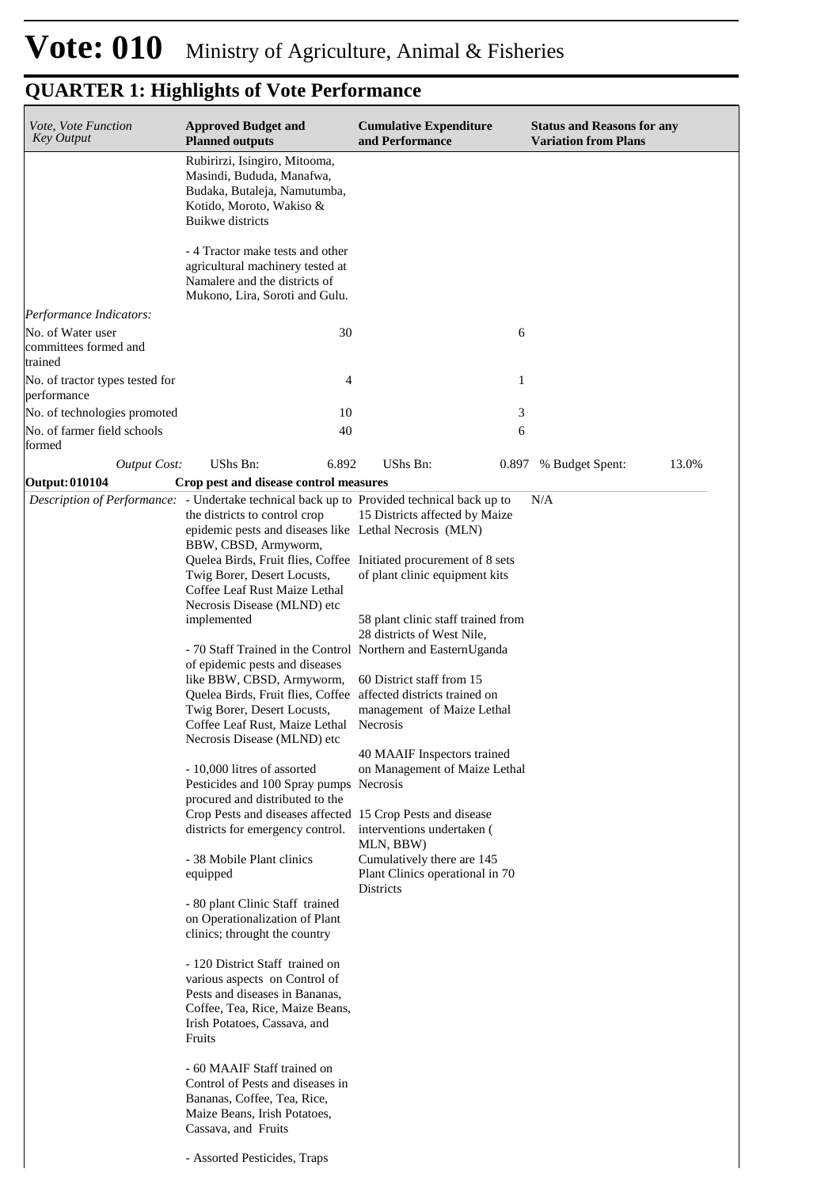# Vote: 010 Ministry of Agriculture, Animal & Fisheries

## QUARTER 1: Highlights of Vote Performance

| *Vote, Vote Function Key Output* | **Approved Budget and Planned outputs** | **Cumulative Expenditure and Performance** | **Status and Reasons for any Variation from Plans** |
|---|---|---|---|
| | Rubirirzi, Isingiro, Mitooma, Masindi, Bududa, Manafwa, Budaka, Butaleja, Namutumba, Kotido, Moroto, Wakiso & Buikwe districts<br><br>- 4 Tractor make tests and other agricultural machinery tested at Namalere and the districts of Mukono, Lira, Soroti and Gulu. | | |
| *Performance Indicators:* | | | |
| No. of Water user committees formed and trained | 30 | 6 | |
| No. of tractor types tested for performance | 4 | 1 | |
| No. of technologies promoted | 10 | 3 | |
| No. of farmer field schools formed | 40 | 6 | |
| *Output Cost:* | UShs Bn: 6.892 | UShs Bn: 0.897 | % Budget Spent: 13.0% |
| **Output: 010104** | **Crop pest and disease control measures** | | |
| *Description of Performance:* | - Undertake technical back up to the districts to control crop epidemic pests and diseases like BBW, CBSD, Armyworm, Quelea Birds, Fruit flies, Coffee Twig Borer, Desert Locusts, Coffee Leaf Rust Maize Lethal Necrosis Disease (MLND) etc implemented<br><br>- 70 Staff Trained in the Control of epidemic pests and diseases like BBW, CBSD, Armyworm, Quelea Birds, Fruit flies, Coffee Twig Borer, Desert Locusts, Coffee Leaf Rust, Maize Lethal Necrosis Disease (MLND) etc<br><br>- 10,000 litres of assorted Pesticides and 100 Spray pumps procured and distributed to the Crop Pests and diseases affected districts for emergency control.<br><br>- 38 Mobile Plant clinics equipped<br><br>- 80 plant Clinic Staff trained on Operationalization of Plant clinics; throught the country<br><br>- 120 District Staff trained on various aspects on Control of Pests and diseases in Bananas, Coffee, Tea, Rice, Maize Beans, Irish Potatoes, Cassava, and Fruits<br><br>- 60 MAAIF Staff trained on Control of Pests and diseases in Bananas, Coffee, Tea, Rice, Maize Beans, Irish Potatoes, Cassava, and Fruits<br><br>- Assorted Pesticides, Traps | Provided technical back up to 15 Districts affected by Maize Lethal Necrosis (MLN)<br><br>Initiated procurement of 8 sets of plant clinic equipment kits<br><br>58 plant clinic staff trained from 28 districts of West Nile, Northern and EasternUganda<br><br>60 District staff from 15 affected districts trained on management of Maize Lethal Necrosis<br><br>40 MAAIF Inspectors trained on Management of Maize Lethal Necrosis<br><br>15 Crop Pests and disease interventions undertaken ( MLN, BBW)<br>Cumulatively there are 145 Plant Clinics operational in 70 Districts | N/A |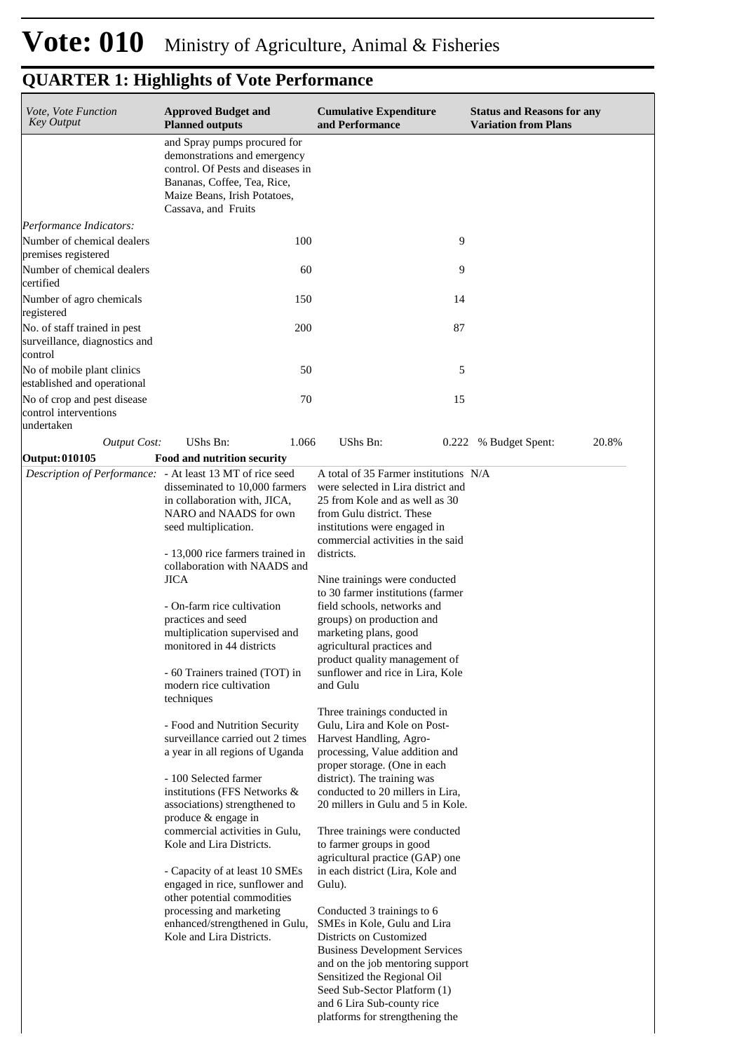# Vote: 010 Ministry of Agriculture, Animal & Fisheries

## QUARTER 1: Highlights of Vote Performance

| *Vote, Vote Function Key Output* | **Approved Budget and Planned outputs** | **Cumulative Expenditure and Performance** | **Status and Reasons for any Variation from Plans** |
|---|---|---|---|
| | and Spray pumps procured for demonstrations and emergency control. Of Pests and diseases in Bananas, Coffee, Tea, Rice, Maize Beans, Irish Potatoes, Cassava, and Fruits | | |
| *Performance Indicators:* | | | |
| Number of chemical dealers premises registered | 100 | 9 | |
| Number of chemical dealers certified | 60 | 9 | |
| Number of agro chemicals registered | 150 | 14 | |
| No. of staff trained in pest surveillance, diagnostics and control | 200 | 87 | |
| No of mobile plant clinics established and operational | 50 | 5 | |
| No of crop and pest disease control interventions undertaken | 70 | 15 | |
| *Output Cost:* | UShs Bn: 1.066 | UShs Bn: 0.222 | % Budget Spent: 20.8% |
| **Output: 010105** | **Food and nutrition security** | | |
| *Description of Performance:* | - At least 13 MT of rice seed disseminated to 10,000 farmers in collaboration with, JICA, NARO and NAADS for own seed multiplication.<br><br>- 13,000 rice farmers trained in collaboration with NAADS and JICA<br><br>- On-farm rice cultivation practices and seed multiplication supervised and monitored in 44 districts<br><br>- 60 Trainers trained (TOT) in modern rice cultivation techniques<br><br>- Food and Nutrition Security surveillance carried out 2 times a year in all regions of Uganda<br><br>- 100 Selected farmer institutions (FFS Networks & associations) strengthened to produce & engage in commercial activities in Gulu, Kole and Lira Districts.<br><br>- Capacity of at least 10 SMEs engaged in rice, sunflower and other potential commodities processing and marketing enhanced/strengthened in Gulu, Kole and Lira Districts. | A total of 35 Farmer institutions were selected in Lira district and 25 from Kole and as well as 30 from Gulu district. These institutions were engaged in commercial activities in the said districts.<br><br>Nine trainings were conducted to 30 farmer institutions (farmer field schools, networks and groups) on production and marketing plans, good agricultural practices and product quality management of sunflower and rice in Lira, Kole and Gulu<br><br>Three trainings conducted in Gulu, Lira and Kole on Post-Harvest Handling, Agro-processing, Value addition and proper storage. (One in each district). The training was conducted to 20 millers in Lira, 20 millers in Gulu and 5 in Kole.<br><br>Three trainings were conducted to farmer groups in good agricultural practice (GAP) one in each district (Lira, Kole and Gulu).<br><br>Conducted 3 trainings to 6 SMEs in Kole, Gulu and Lira Districts on Customized Business Development Services and on the job mentoring support Sensitized the Regional Oil Seed Sub-Sector Platform (1) and 6 Lira Sub-county rice platforms for strengthening the | N/A |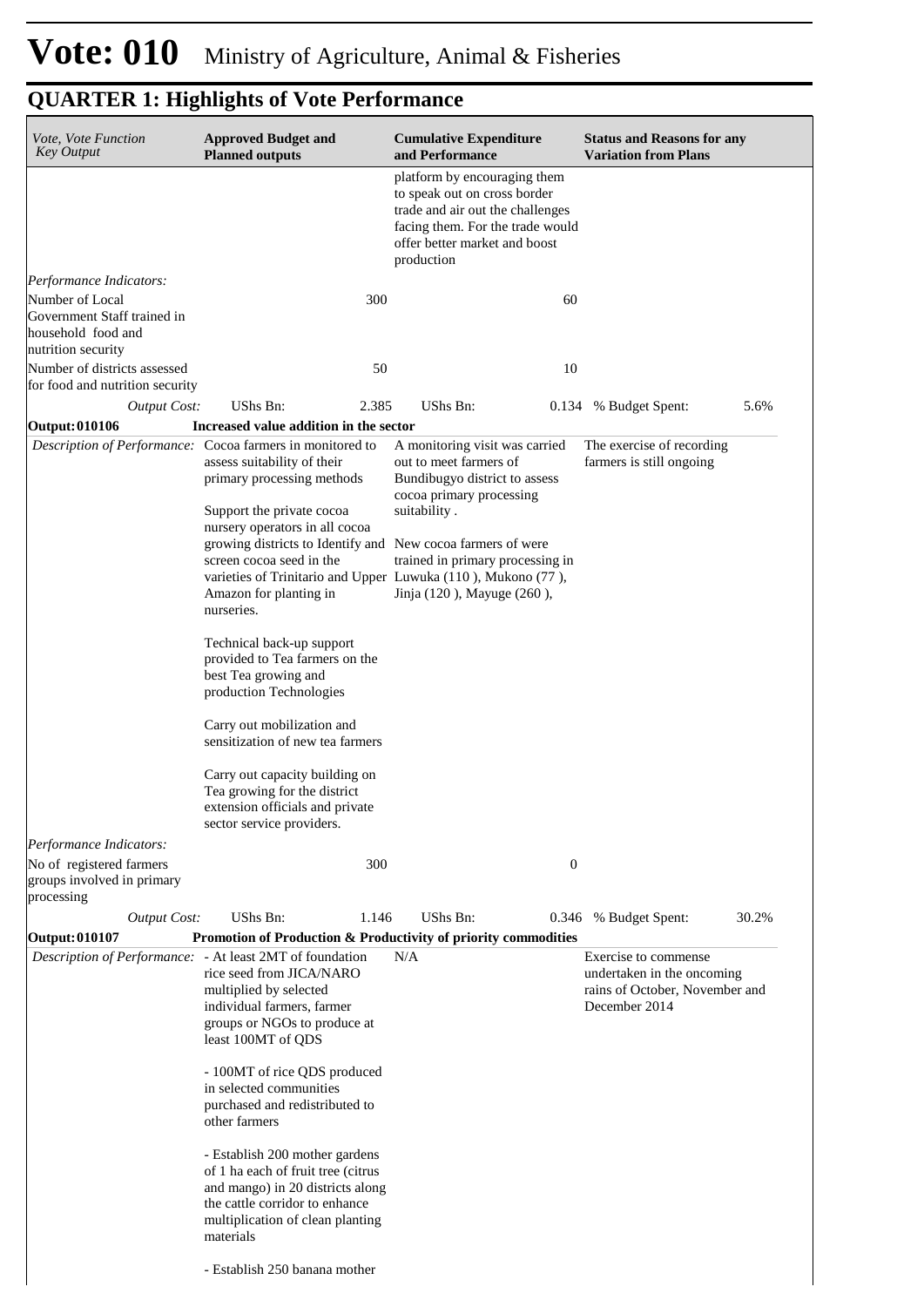# Vote: 010 Ministry of Agriculture, Animal & Fisheries

## QUARTER 1: Highlights of Vote Performance

| *Vote, Vote Function Key Output* | **Approved Budget and Planned outputs** | | **Cumulative Expenditure and Performance** | | **Status and Reasons for any Variation from Plans** | |
|---|---|---|---|---|---|---|
| | | | platform by encouraging them to speak out on cross border trade and air out the challenges facing them. For the trade would offer better market and boost production | | | |
| *Performance Indicators:* | | | | | | |
| Number of Local Government Staff trained in household food and nutrition security | | 300 | | 60 | | |
| Number of districts assessed for food and nutrition security | | 50 | | 10 | | |
| *Output Cost:* | UShs Bn: | 2.385 | UShs Bn: | 0.134 | % Budget Spent: | 5.6% |
| **Output: 010106** | **Increased value addition in the sector** | | | | | |
| *Description of Performance:* | Cocoa farmers in monitored to assess suitability of their primary processing methods<br><br>Support the private cocoa nursery operators in all cocoa growing districts to Identify and screen cocoa seed in the varieties of Trinitario and Upper Amazon for planting in nurseries.<br><br>Technical back-up support provided to Tea farmers on the best Tea growing and production Technologies<br><br>Carry out mobilization and sensitization of new tea farmers<br><br>Carry out capacity building on Tea growing for the district extension officials and private sector service providers. | | A monitoring visit was carried out to meet farmers of Bundibugyo district to assess cocoa primary processing suitability .<br><br>New cocoa farmers of were trained in primary processing in Luwuka (110 ), Mukono (77 ), Jinja (120 ), Mayuge (260 ), | | The exercise of recording farmers is still ongoing | |
| *Performance Indicators:* | | | | | | |
| No of registered farmers groups involved in primary processing | | 300 | | 0 | | |
| *Output Cost:* | UShs Bn: | 1.146 | UShs Bn: | 0.346 | % Budget Spent: | 30.2% |
| **Output: 010107** | **Promotion of Production & Productivity of priority commodities** | | | | | |
| *Description of Performance:* | - At least 2MT of foundation rice seed from JICA/NARO multiplied by selected individual farmers, farmer groups or NGOs to produce at least 100MT of QDS<br><br>- 100MT of rice QDS produced in selected communities purchased and redistributed to other farmers<br><br>- Establish 200 mother gardens of 1 ha each of fruit tree (citrus and mango) in 20 districts along the cattle corridor to enhance multiplication of clean planting materials<br><br>- Establish 250 banana mother | | N/A | | Exercise to commense undertaken in the oncoming rains of October, November and December 2014 | |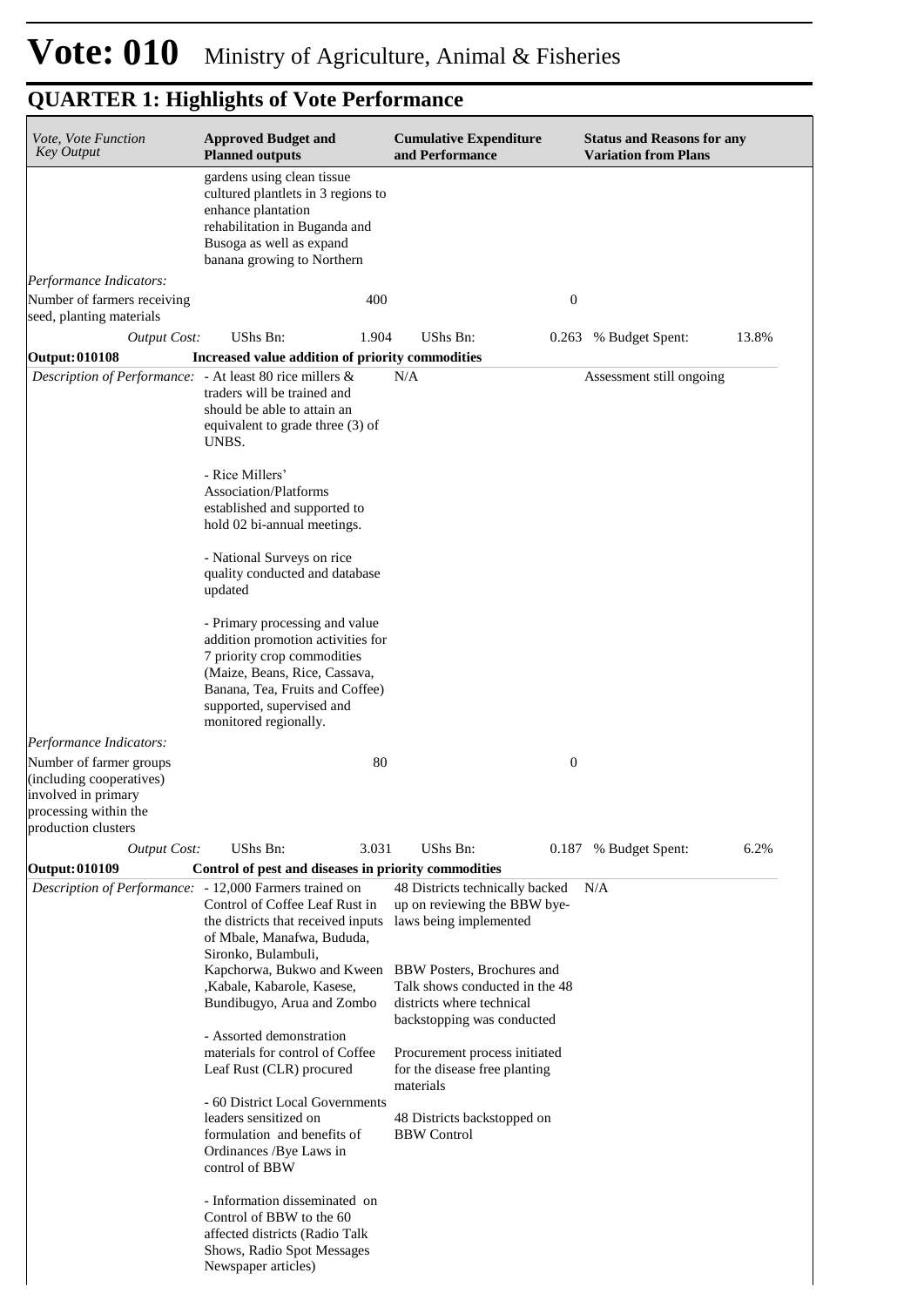# Vote: 010 Ministry of Agriculture, Animal & Fisheries

## QUARTER 1: Highlights of Vote Performance

| *Vote, Vote Function Key Output* | **Approved Budget and Planned outputs** | | **Cumulative Expenditure and Performance** | | **Status and Reasons for any Variation from Plans** | |
|---|---|---|---|---|---|---|
| | gardens using clean tissue cultured plantlets in 3 regions to enhance plantation rehabilitation in Buganda and Busoga as well as expand banana growing to Northern | | | | | |
| *Performance Indicators:* | | | | | | |
| Number of farmers receiving seed, planting materials | | 400 | | 0 | | |
| *Output Cost:* | UShs Bn: | 1.904 | UShs Bn: | 0.263 | % Budget Spent: | 13.8% |
| **Output: 010108** | **Increased value addition of priority commodities** | | | | | |
| *Description of Performance:* | - At least 80 rice millers & traders will be trained and should be able to attain an equivalent to grade three (3) of UNBS.<br><br>- Rice Millers' Association/Platforms established and supported to hold 02 bi-annual meetings.<br><br>- National Surveys on rice quality conducted and database updated<br><br>- Primary processing and value addition promotion activities for 7 priority crop commodities (Maize, Beans, Rice, Cassava, Banana, Tea, Fruits and Coffee) supported, supervised and monitored regionally. | | N/A | | Assessment still ongoing | |
| *Performance Indicators:* | | | | | | |
| Number of farmer groups (including cooperatives) involved in primary processing within the production clusters | | 80 | | 0 | | |
| *Output Cost:* | UShs Bn: | 3.031 | UShs Bn: | 0.187 | % Budget Spent: | 6.2% |
| **Output: 010109** | **Control of pest and diseases in priority commodities** | | | | | |
| *Description of Performance:* | - 12,000 Farmers trained on Control of Coffee Leaf Rust in the districts that received inputs of Mbale, Manafwa, Bududa, Sironko, Bulambuli, Kapchorwa, Bukwo and Kween ,Kabale, Kabarole, Kasese, Bundibugyo, Arua and Zombo<br><br>- Assorted demonstration materials for control of Coffee Leaf Rust (CLR) procured<br><br>- 60 District Local Governments leaders sensitized on formulation and benefits of Ordinances /Bye Laws in control of BBW<br><br>- Information disseminated on Control of BBW to the 60 affected districts (Radio Talk Shows, Radio Spot Messages Newspaper articles) | | 48 Districts technically backed up on reviewing the BBW bye-laws being implemented<br><br>BBW Posters, Brochures and Talk shows conducted in the 48 districts where technical backstopping was conducted<br><br>Procurement process initiated for the disease free planting materials<br><br>48 Districts backstopped on BBW Control | | N/A | |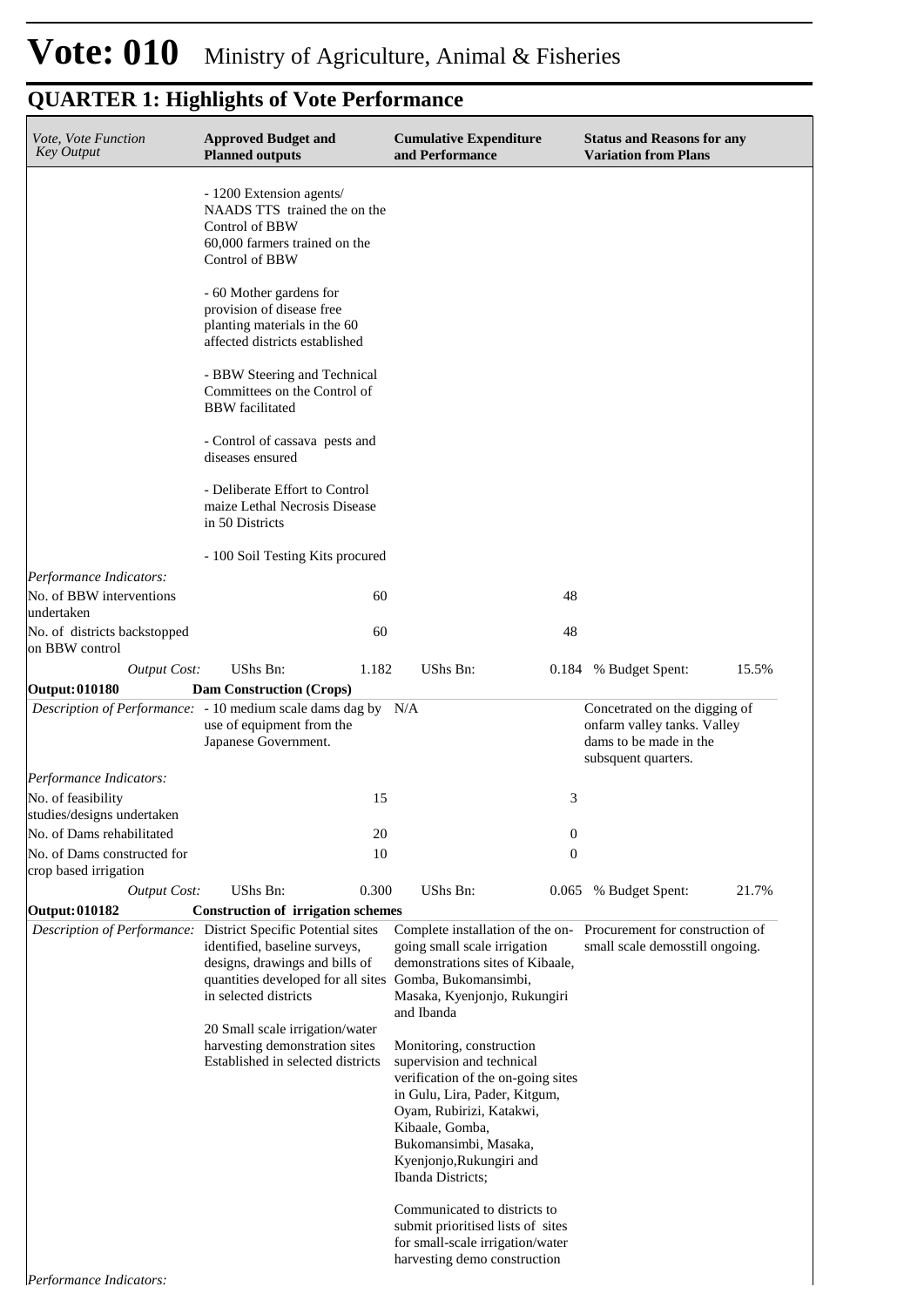# Vote: 010 Ministry of Agriculture, Animal & Fisheries

## QUARTER 1: Highlights of Vote Performance

| *Vote, Vote Function Key Output* | **Approved Budget and Planned outputs** | | **Cumulative Expenditure and Performance** | | **Status and Reasons for any Variation from Plans** | |
|---|---|---|---|---|---|---|
| | - 1200 Extension agents/ NAADS TTS trained the on the Control of BBW<br>60,000 farmers trained on the Control of BBW<br><br>- 60 Mother gardens for provision of disease free planting materials in the 60 affected districts established<br><br>- BBW Steering and Technical Committees on the Control of BBW facilitated<br><br>- Control of cassava pests and diseases ensured<br><br>- Deliberate Effort to Control maize Lethal Necrosis Disease in 50 Districts<br><br>- 100 Soil Testing Kits procured | | | | | |
| *Performance Indicators:* | | | | | | |
| No. of BBW interventions undertaken | | 60 | | 48 | | |
| No. of districts backstopped on BBW control | | 60 | | 48 | | |
| *Output Cost:* | UShs Bn: | 1.182 | UShs Bn: | 0.184 | % Budget Spent: | 15.5% |
| **Output: 010180** | **Dam Construction (Crops)** | | | | | |
| *Description of Performance:* | - 10 medium scale dams dag by use of equipment from the Japanese Government. | | N/A | | Concetrated on the digging of onfarm valley tanks. Valley dams to be made in the subsequent quarters. | |
| *Performance Indicators:* | | | | | | |
| No. of feasibility studies/designs undertaken | | 15 | | 3 | | |
| No. of Dams rehabilitated | | 20 | | 0 | | |
| No. of Dams constructed for crop based irrigation | | 10 | | 0 | | |
| *Output Cost:* | UShs Bn: | 0.300 | UShs Bn: | 0.065 | % Budget Spent: | 21.7% |
| **Output: 010182** | **Construction of irrigation schemes** | | | | | |
| *Description of Performance:* | District Specific Potential sites identified, baseline surveys, designs, drawings and bills of quantities developed for all sites in selected districts<br><br>20 Small scale irrigation/water harvesting demonstration sites Established in selected districts | | Complete installation of the on-going small scale irrigation demonstrations sites of Kibaale, Gomba, Bukomansimbi, Masaka, Kyenjonjo, Rukungiri and Ibanda<br><br>Monitoring, construction supervision and technical verification of the on-going sites in Gulu, Lira, Pader, Kitgum, Oyam, Rubirizi, Katakwi, Kibaale, Gomba, Bukomansimbi, Masaka, Kyenjonjo,Rukungiri and Ibanda Districts;<br><br>Communicated to districts to submit prioritised lists of sites for small-scale irrigation/water harvesting demo construction | | Procurement for construction of small scale demosstill ongoing. | |
| *Performance Indicators:* | | | | | | |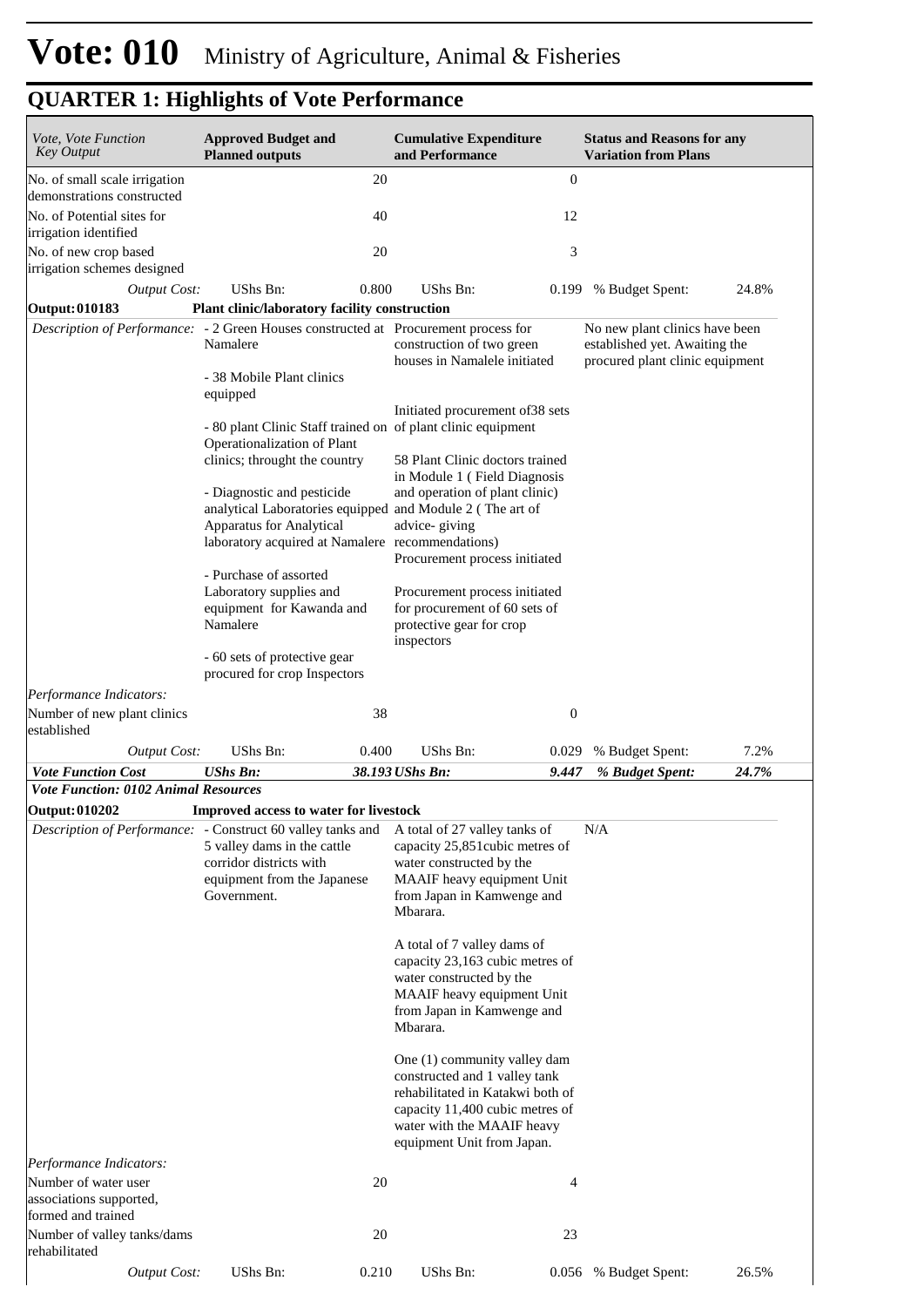# Vote: 010 Ministry of Agriculture, Animal & Fisheries

## QUARTER 1: Highlights of Vote Performance

| *Vote, Vote Function Key Output* | **Approved Budget and Planned outputs** | | **Cumulative Expenditure and Performance** | | **Status and Reasons for any Variation from Plans** | |
|---|---|---|---|---|---|---|
| No. of small scale irrigation demonstrations constructed | | 20 | | 0 | | |
| No. of Potential sites for irrigation identified | | 40 | | 12 | | |
| No. of new crop based irrigation schemes designed | | 20 | | 3 | | |
| *Output Cost:* | UShs Bn: | 0.800 | UShs Bn: | 0.199 | % Budget Spent: | 24.8% |
| **Output: 010183** | **Plant clinic/laboratory facility construction** | | | | | |
| *Description of Performance:* | - 2 Green Houses constructed at Namalere<br><br>- 38 Mobile Plant clinics equipped<br><br>- 80 plant Clinic Staff trained on Operationalization of Plant clinics; throught the country<br><br>- Diagnostic and pesticide analytical Laboratories equipped Apparatus for Analytical laboratory acquired at Namalere<br><br>- Purchase of assorted Laboratory supplies and equipment for Kawanda and Namalere<br><br>- 60 sets of protective gear procured for crop Inspectors | | Procurement process for construction of two green houses in Namalele initiated<br><br>Initiated procurement of38 sets of plant clinic equipment<br><br>58 Plant Clinic doctors trained in Module 1 ( Field Diagnosis and operation of plant clinic) and Module 2 ( The art of advice- giving recommendations)<br>Procurement process initiated<br><br>Procurement process initiated for procurement of 60 sets of protective gear for crop inspectors | | No new plant clinics have been established yet. Awaiting the procured plant clinic equipment | |
| *Performance Indicators:* | | | | | | |
| Number of new plant clinics established | | 38 | | 0 | | |
| *Output Cost:* | UShs Bn: | 0.400 | UShs Bn: | 0.029 | % Budget Spent: | 7.2% |
| ***Vote Function Cost*** | ***UShs Bn:*** | ***38.193*** | ***UShs Bn:*** | ***9.447*** | ***% Budget Spent:*** | ***24.7%*** |
| ***Vote Function: 0102 Animal Resources*** | | | | | | |
| **Output: 010202** | **Improved access to water for livestock** | | | | | |
| *Description of Performance:* | - Construct 60 valley tanks and 5 valley dams in the cattle corridor districts with equipment from the Japanese Government. | | A total of 27 valley tanks of capacity 25,851cubic metres of water constructed by the MAAIF heavy equipment Unit from Japan in Kamwenge and Mbarara.<br><br>A total of 7 valley dams of capacity 23,163 cubic metres of water constructed by the MAAIF heavy equipment Unit from Japan in Kamwenge and Mbarara.<br><br>One (1) community valley dam constructed and 1 valley tank rehabilitated in Katakwi both of capacity 11,400 cubic metres of water with the MAAIF heavy equipment Unit from Japan. | | N/A | |
| *Performance Indicators:* | | | | | | |
| Number of water user associations supported, formed and trained | | 20 | | 4 | | |
| Number of valley tanks/dams rehabilitated | | 20 | | 23 | | |
| *Output Cost:* | UShs Bn: | 0.210 | UShs Bn: | 0.056 | % Budget Spent: | 26.5% |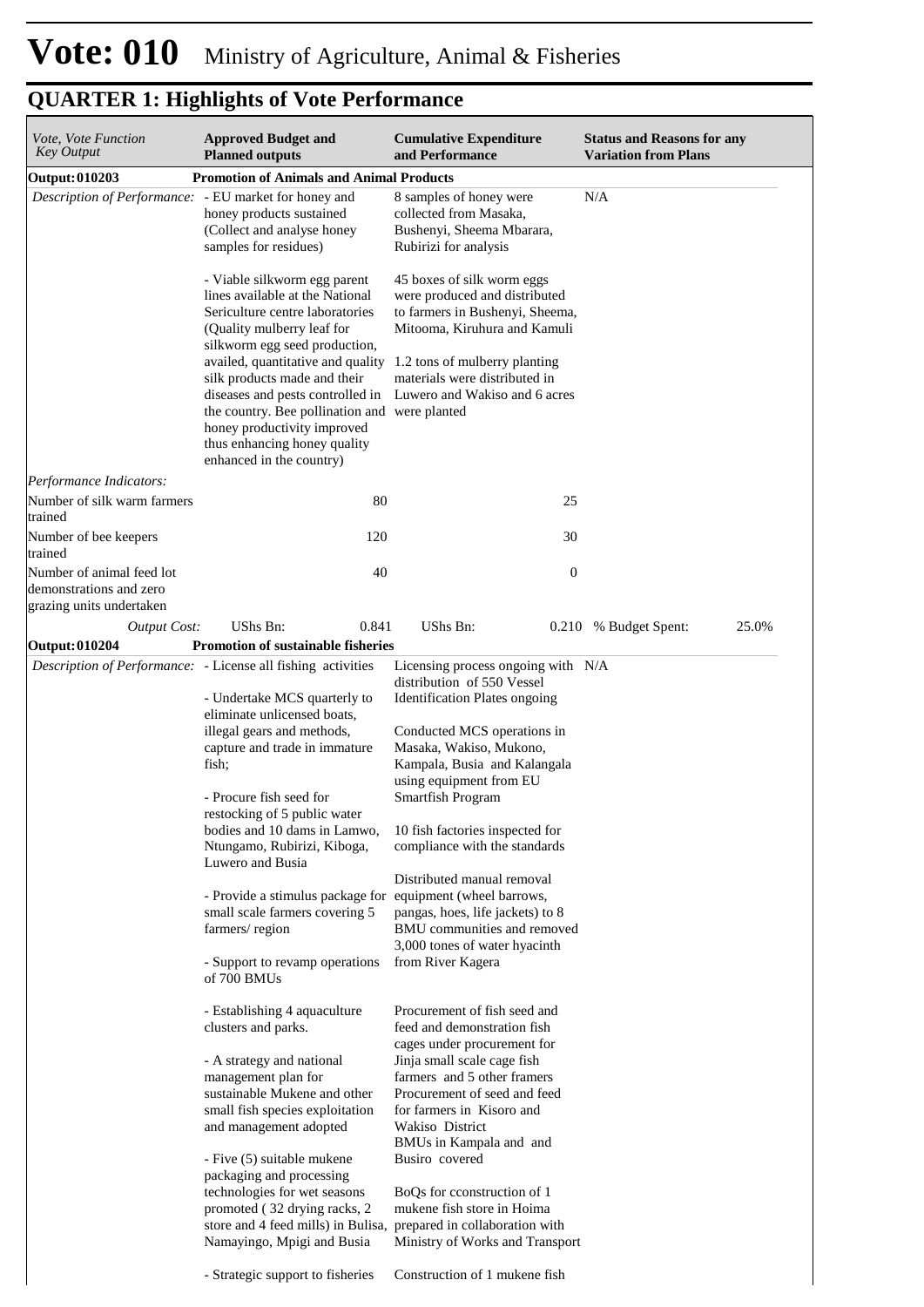# Vote: 010 Ministry of Agriculture, Animal & Fisheries

## QUARTER 1: Highlights of Vote Performance

| *Vote, Vote Function Key Output* | **Approved Budget and Planned outputs** | **Cumulative Expenditure and Performance** | **Status and Reasons for any Variation from Plans** |
|---|---|---|---|
| **Output: 010203** | **Promotion of Animals and Animal Products** | | |
| *Description of Performance:* | - EU market for honey and honey products sustained (Collect and analyse honey samples for residues)<br><br>- Viable silkworm egg parent lines available at the National Sericulture centre laboratories (Quality mulberry leaf for silkworm egg seed production, availed, quantitative and quality silk products made and their diseases and pests controlled in the country. Bee pollination and honey productivity improved thus enhancing honey quality enhanced in the country) | 8 samples of honey were collected from Masaka, Bushenyi, Sheema Mbarara, Rubirizi for analysis<br><br>45 boxes of silk worm eggs were produced and distributed to farmers in Bushenyi, Sheema, Mitooma, Kiruhura and Kamuli<br><br>1.2 tons of mulberry planting materials were distributed in Luwero and Wakiso and 6 acres were planted | N/A |
| *Performance Indicators:* | | | |
| Number of silk warm farmers trained | 80 | 25 | |
| Number of bee keepers trained | 120 | 30 | |
| Number of animal feed lot demonstrations and zero grazing units undertaken | 40 | 0 | |
| *Output Cost:* | UShs Bn: 0.841 | UShs Bn: 0.210 | % Budget Spent: 25.0% |
| **Output: 010204** | **Promotion of sustainable fisheries** | | |
| *Description of Performance:* | - License all fishing activities<br><br>- Undertake MCS quarterly to eliminate unlicensed boats, illegal gears and methods, capture and trade in immature fish;<br><br>- Procure fish seed for restocking of 5 public water bodies and 10 dams in Lamwo, Ntungamo, Rubirizi, Kiboga, Luwero and Busia<br><br>- Provide a stimulus package for small scale farmers covering 5 farmers/ region<br><br>- Support to revamp operations of 700 BMUs<br><br>- Establishing 4 aquaculture clusters and parks.<br><br>- A strategy and national management plan for sustainable Mukene and other small fish species exploitation and management adopted<br><br>- Five (5) suitable mukene packaging and processing technologies for wet seasons promoted ( 32 drying racks, 2 store and 4 feed mills) in Bulisa, Namayingo, Mpigi and Busia<br><br>- Strategic support to fisheries | Licensing process ongoing with distribution of 550 Vessel Identification Plates ongoing<br><br>Conducted MCS operations in Masaka, Wakiso, Mukono, Kampala, Busia and Kalangala using equipment from EU Smartfish Program<br><br>10 fish factories inspected for compliance with the standards<br><br>Distributed manual removal equipment (wheel barrows, pangas, hoes, life jackets) to 8 BMU communities and removed 3,000 tones of water hyacinth from River Kagera<br><br>Procurement of fish seed and feed and demonstration fish cages under procurement for Jinja small scale cage fish farmers and 5 other framers Procurement of seed and feed for farmers in Kisoro and Wakiso District<br>BMUs in Kampala and and Busiro covered<br><br>BoQs for cconstruction of 1 mukene fish store in Hoima prepared in collaboration with Ministry of Works and Transport<br><br>Construction of 1 mukene fish | N/A |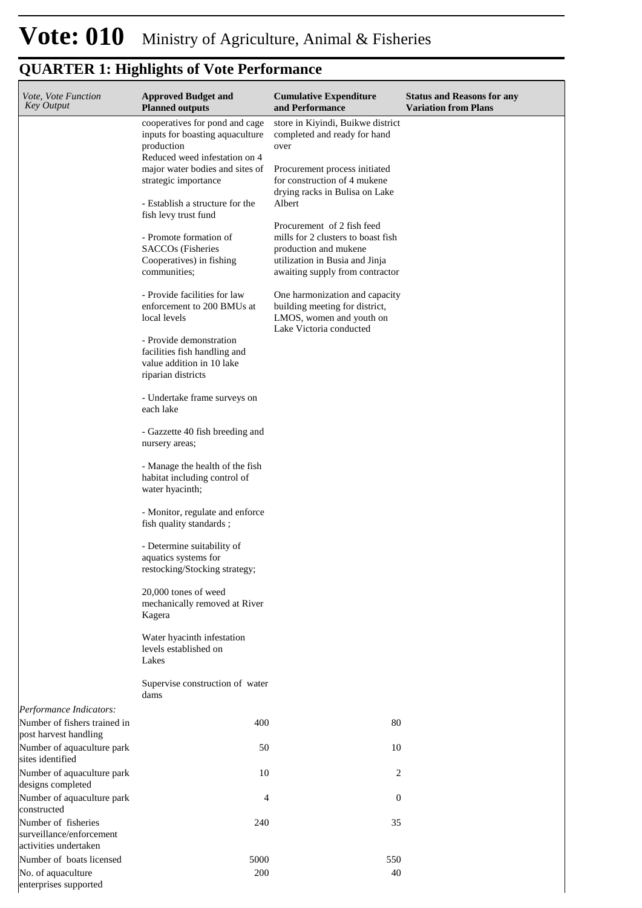# Vote: 010 Ministry of Agriculture, Animal & Fisheries

## QUARTER 1: Highlights of Vote Performance

| *Vote, Vote Function Key Output* | **Approved Budget and Planned outputs** | **Cumulative Expenditure and Performance** | **Status and Reasons for any Variation from Plans** |
|---|---|---|---|
| | cooperatives for pond and cage inputs for boasting aquaculture production<br>Reduced weed infestation on 4 major water bodies and sites of strategic importance<br><br>- Establish a structure for the fish levy trust fund<br><br>- Promote formation of SACCOs (Fisheries Cooperatives) in fishing communities;<br><br>- Provide facilities for law enforcement to 200 BMUs at local levels<br><br>- Provide demonstration facilities fish handling and value addition in 10 lake riparian districts<br><br>- Undertake frame surveys on each lake<br><br>- Gazzette 40 fish breeding and nursery areas;<br><br>- Manage the health of the fish habitat including control of water hyacinth;<br><br>- Monitor, regulate and enforce fish quality standards ;<br><br>- Determine suitability of aquatics systems for restocking/Stocking strategy;<br><br>20,000 tones of weed mechanically removed at River Kagera<br><br>Water hyacinth infestation levels established on Lakes<br><br>Supervise construction of water dams | store in Kiyindi, Buikwe district completed and ready for hand over<br><br>Procurement process initiated for construction of 4 mukene drying racks in Bulisa on Lake Albert<br><br>Procurement of 2 fish feed mills for 2 clusters to boast fish production and mukene utilization in Busia and Jinja awaiting supply from contractor<br><br>One harmonization and capacity building meeting for district, LMOS, women and youth on Lake Victoria conducted | |
| *Performance Indicators:* | | | |
| Number of fishers trained in post harvest handling | 400 | 80 | |
| Number of aquaculture park sites identified | 50 | 10 | |
| Number of aquaculture park designs completed | 10 | 2 | |
| Number of aquaculture park constructed | 4 | 0 | |
| Number of fisheries surveillance/enforcement activities undertaken | 240 | 35 | |
| Number of boats licensed | 5000 | 550 | |
| No. of aquaculture enterprises supported | 200 | 40 | |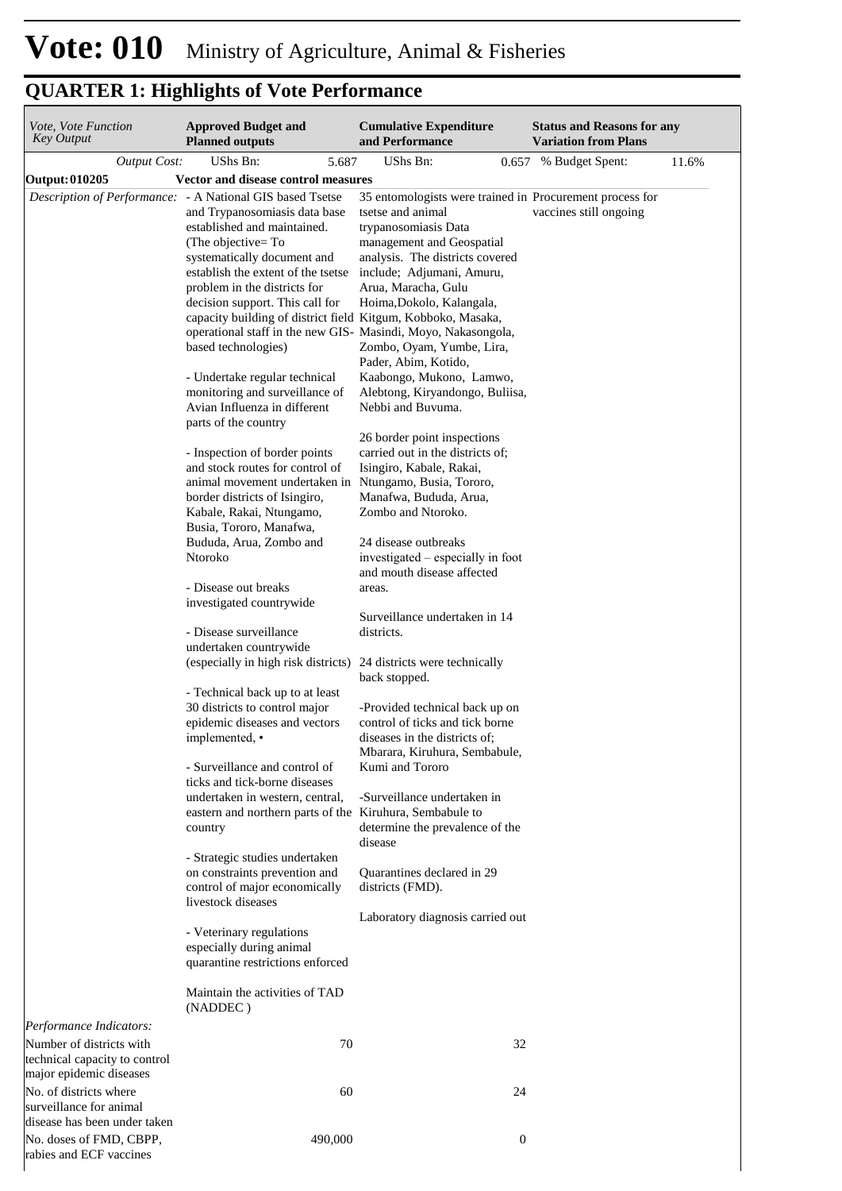# Vote: 010 Ministry of Agriculture, Animal & Fisheries

## QUARTER 1: Highlights of Vote Performance

| *Vote, Vote Function Key Output* | **Approved Budget and Planned outputs** | **Cumulative Expenditure and Performance** | **Status and Reasons for any Variation from Plans** |
|---|---|---|---|
| *Output Cost:* | UShs Bn: 5.687 | UShs Bn: 0.657 | % Budget Spent: 11.6% |
| **Output: 010205** | **Vector and disease control measures** | | |
| *Description of Performance:* | - A National GIS based Tsetse and Trypanosomiasis data base established and maintained. (The objective= To systematically document and establish the extent of the tsetse problem in the districts for decision support. This call for capacity building of district field operational staff in the new GIS-based technologies)<br><br>- Undertake regular technical monitoring and surveillance of Avian Influenza in different parts of the country<br><br>- Inspection of border points and stock routes for control of animal movement undertaken in border districts of Isingiro, Kabale, Rakai, Ntungamo, Busia, Tororo, Manafwa, Bududa, Arua, Zombo and Ntoroko<br><br>- Disease out breaks investigated countrywide<br><br>- Disease surveillance undertaken countrywide (especially in high risk districts)<br><br>- Technical back up to at least 30 districts to control major epidemic diseases and vectors implemented, •<br><br>- Surveillance and control of ticks and tick-borne diseases undertaken in western, central, eastern and northern parts of the country<br><br>- Strategic studies undertaken on constraints prevention and control of major economically livestock diseases<br><br>- Veterinary regulations especially during animal quarantine restrictions enforced<br><br>Maintain the activities of TAD (NADDEC ) | 35 entomologists were trained in tsetse and animal trypanosomiasis Data management and Geospatial analysis. The districts covered include; Adjumani, Amuru, Arua, Maracha, Gulu Hoima,Dokolo, Kalangala, Kitgum, Kobboko, Masaka, Masindi, Moyo, Nakasongola, Zombo, Oyam, Yumbe, Lira, Pader, Abim, Kotido, Kaabongo, Mukono, Lamwo, Alebtong, Kiryandongo, Buliisa, Nebbi and Buvuma.<br><br>26 border point inspections carried out in the districts of; Isingiro, Kabale, Rakai, Ntungamo, Busia, Tororo, Manafwa, Bududa, Arua, Zombo and Ntoroko.<br><br>24 disease outbreaks investigated – especially in foot and mouth disease affected areas.<br><br>Surveillance undertaken in 14 districts.<br><br>24 districts were technically back stopped.<br><br>-Provided technical back up on control of ticks and tick borne diseases in the districts of; Mbarara, Kiruhura, Sembabule, Kumi and Tororo<br><br>-Surveillance undertaken in Kiruhura, Sembabule to determine the prevalence of the disease<br><br>Quarantines declared in 29 districts (FMD).<br><br>Laboratory diagnosis carried out | Procurement process for vaccines still ongoing |
| *Performance Indicators:* | | | |
| Number of districts with technical capacity to control major epidemic diseases | 70 | 32 | |
| No. of districts where surveillance for animal disease has been under taken | 60 | 24 | |
| No. doses of FMD, CBPP, rabies and ECF vaccines | 490,000 | 0 | |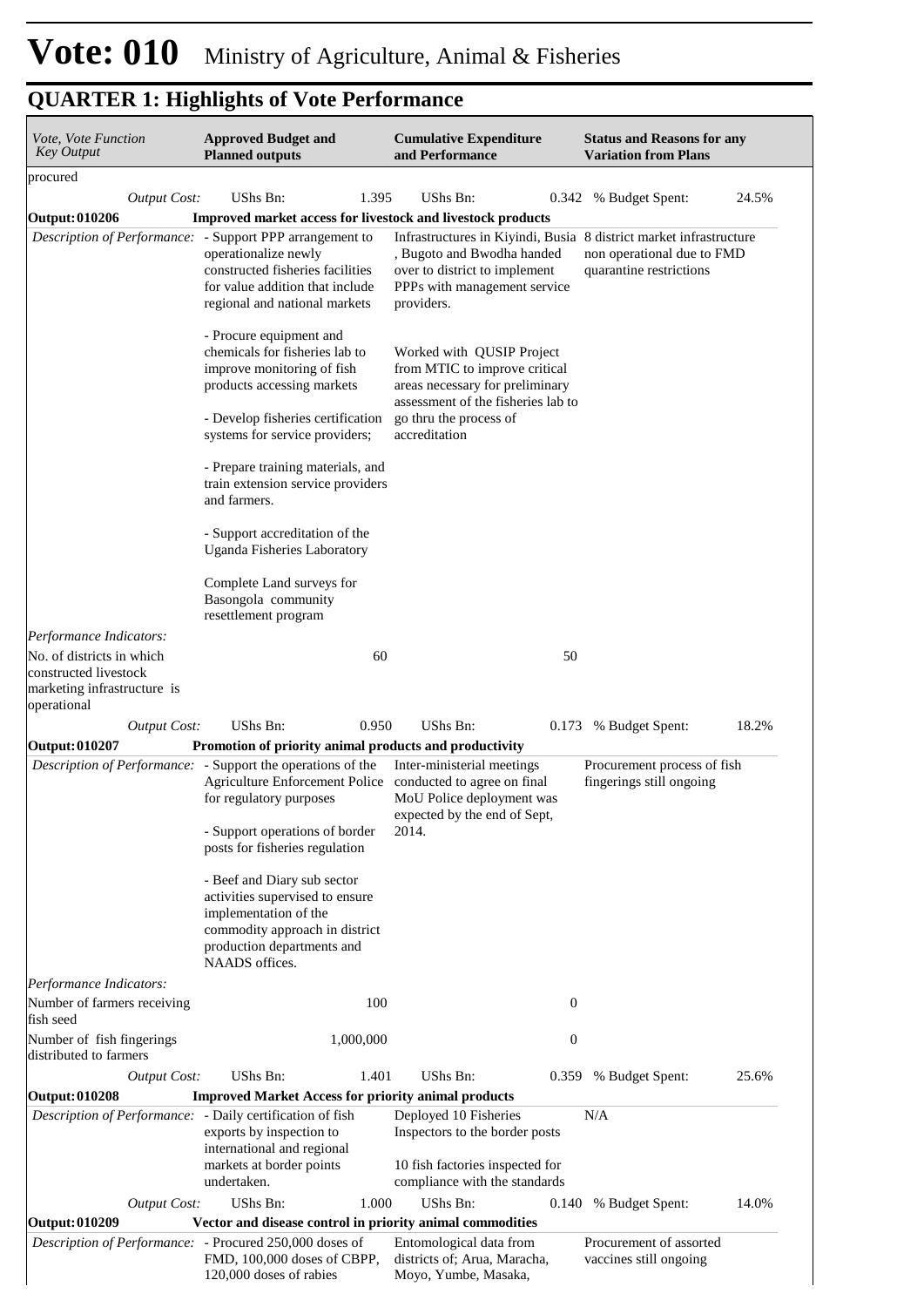# Vote: 010 Ministry of Agriculture, Animal & Fisheries

## QUARTER 1: Highlights of Vote Performance

| *Vote, Vote Function Key Output* | **Approved Budget and Planned outputs** | | **Cumulative Expenditure and Performance** | | **Status and Reasons for any Variation from Plans** | |
|---|---|---|---|---|---|---|
| procured | | | | | | |
| *Output Cost:* | UShs Bn: | 1.395 | UShs Bn: | 0.342 | % Budget Spent: | 24.5% |
| **Output: 010206** | **Improved market access for livestock and livestock products** | | | | | |
| *Description of Performance:* | - Support PPP arrangement to operationalize newly constructed fisheries facilities for value addition that include regional and national markets<br><br>- Procure equipment and chemicals for fisheries lab to improve monitoring of fish products accessing markets<br><br>- Develop fisheries certification systems for service providers;<br><br>- Prepare training materials, and train extension service providers and farmers.<br><br>- Support accreditation of the Uganda Fisheries Laboratory<br><br>Complete Land surveys for Basongola community resettlement program | | Infrastructures in Kiyindi, Busia , Bugoto and Bwodha handed over to district to implement PPPs with management service providers.<br><br>Worked with QUSIP Project from MTIC to improve critical areas necessary for preliminary assessment of the fisheries lab to go thru the process of accreditation | | 8 district market infrastructure non operational due to FMD quarantine restrictions | |
| *Performance Indicators:* | | | | | | |
| No. of districts in which constructed livestock marketing infrastructure is operational | | 60 | | 50 | | |
| *Output Cost:* | UShs Bn: | 0.950 | UShs Bn: | 0.173 | % Budget Spent: | 18.2% |
| **Output: 010207** | **Promotion of priority animal products and productivity** | | | | | |
| *Description of Performance:* | - Support the operations of the Agriculture Enforcement Police for regulatory purposes<br><br>- Support operations of border posts for fisheries regulation<br><br>- Beef and Diary sub sector activities supervised to ensure implementation of the commodity approach in district production departments and NAADS offices. | | Inter-ministerial meetings conducted to agree on final MoU Police deployment was expected by the end of Sept, 2014. | | Procurement process of fish fingerings still ongoing | |
| *Performance Indicators:* | | | | | | |
| Number of farmers receiving fish seed | | 100 | | 0 | | |
| Number of fish fingerings distributed to farmers | | 1,000,000 | | 0 | | |
| *Output Cost:* | UShs Bn: | 1.401 | UShs Bn: | 0.359 | % Budget Spent: | 25.6% |
| **Output: 010208** | **Improved Market Access for priority animal products** | | | | | |
| *Description of Performance:* | - Daily certification of fish exports by inspection to international and regional markets at border points undertaken. | | Deployed 10 Fisheries Inspectors to the border posts<br><br>10 fish factories inspected for compliance with the standards | | N/A | |
| *Output Cost:* | UShs Bn: | 1.000 | UShs Bn: | 0.140 | % Budget Spent: | 14.0% |
| **Output: 010209** | **Vector and disease control in priority animal commodities** | | | | | |
| *Description of Performance:* | - Procured 250,000 doses of FMD, 100,000 doses of CBPP, 120,000 doses of rabies | | Entomological data from districts of; Arua, Maracha, Moyo, Yumbe, Masaka, | | Procurement of assorted vaccines still ongoing | |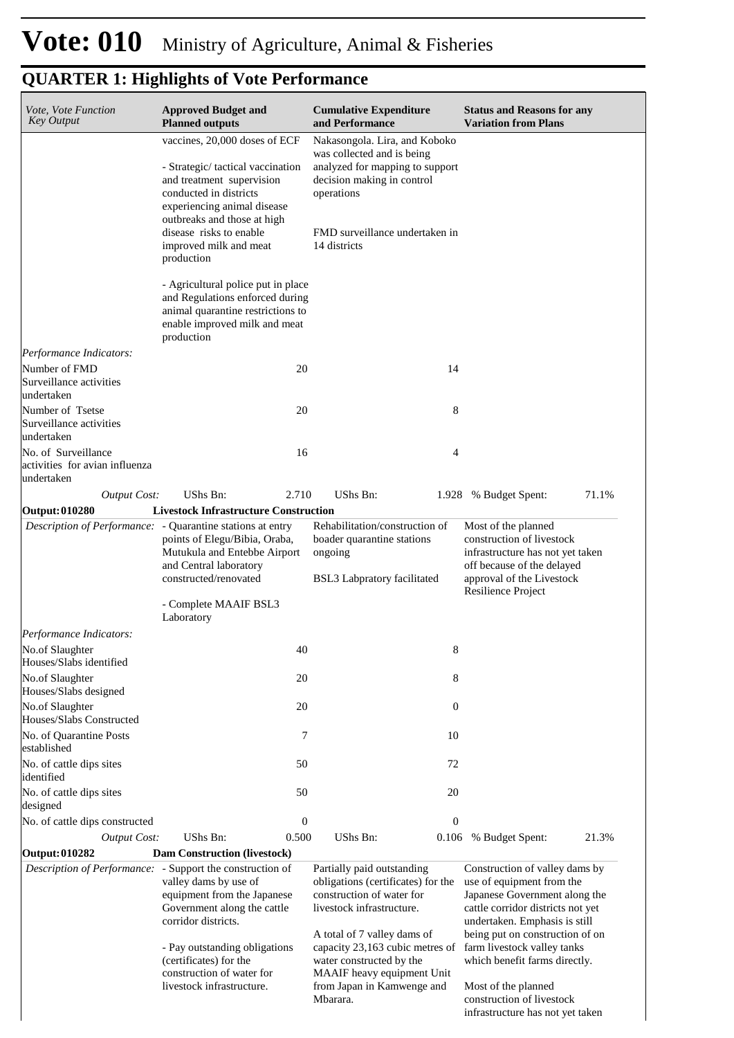# Vote: 010 Ministry of Agriculture, Animal & Fisheries

## QUARTER 1: Highlights of Vote Performance

| *Vote, Vote Function Key Output* | **Approved Budget and Planned outputs** | | **Cumulative Expenditure and Performance** | | **Status and Reasons for any Variation from Plans** | |
|---|---|---|---|---|---|---|
| | vaccines, 20,000 doses of ECF<br><br>- Strategic/ tactical vaccination and treatment supervision conducted in districts experiencing animal disease outbreaks and those at high disease risks to enable improved milk and meat production<br><br>- Agricultural police put in place and Regulations enforced during animal quarantine restrictions to enable improved milk and meat production | | Nakasongola. Lira, and Koboko was collected and is being analyzed for mapping to support decision making in control operations<br><br>FMD surveillance undertaken in 14 districts | | | |
| *Performance Indicators:* | | | | | | |
| Number of FMD Surveillance activities undertaken | | 20 | | 14 | | |
| Number of Tsetse Surveillance activities undertaken | | 20 | | 8 | | |
| No. of Surveillance activities for avian influenza undertaken | | 16 | | 4 | | |
| *Output Cost:* | UShs Bn: | 2.710 | UShs Bn: | 1.928 | % Budget Spent: | 71.1% |
| **Output: 010280** | **Livestock Infrastructure Construction** | | | | | |
| *Description of Performance:* | - Quarantine stations at entry points of Elegu/Bibia, Oraba, Mutukula and Entebbe Airport and Central laboratory constructed/renovated<br><br>- Complete MAAIF BSL3 Laboratory | | Rehabilitation/construction of boader quarantine stations ongoing<br><br>BSL3 Labpratory facilitated | | Most of the planned construction of livestock infrastructure has not yet taken off because of the delayed approval of the Livestock Resilience Project | |
| *Performance Indicators:* | | | | | | |
| No.of Slaughter Houses/Slabs identified | | 40 | | 8 | | |
| No.of Slaughter Houses/Slabs designed | | 20 | | 8 | | |
| No.of Slaughter Houses/Slabs Constructed | | 20 | | 0 | | |
| No. of Quarantine Posts established | | 7 | | 10 | | |
| No. of cattle dips sites identified | | 50 | | 72 | | |
| No. of cattle dips sites designed | | 50 | | 20 | | |
| No. of cattle dips constructed | | 0 | | 0 | | |
| *Output Cost:* | UShs Bn: | 0.500 | UShs Bn: | 0.106 | % Budget Spent: | 21.3% |
| **Output: 010282** | **Dam Construction (livestock)** | | | | | |
| *Description of Performance:* | - Support the construction of valley dams by use of equipment from the Japanese Government along the cattle corridor districts.<br><br>- Pay outstanding obligations (certificates) for the construction of water for livestock infrastructure. | | Partially paid outstanding obligations (certificates) for the construction of water for livestock infrastructure.<br><br>A total of 7 valley dams of capacity 23,163 cubic metres of water constructed by the MAAIF heavy equipment Unit from Japan in Kamwenge and Mbarara. | | Construction of valley dams by use of equipment from the Japanese Government along the cattle corridor districts not yet undertaken. Emphasis is still being put on construction of on farm livestock valley tanks which benefit farms directly.<br><br>Most of the planned construction of livestock infrastructure has not yet taken | |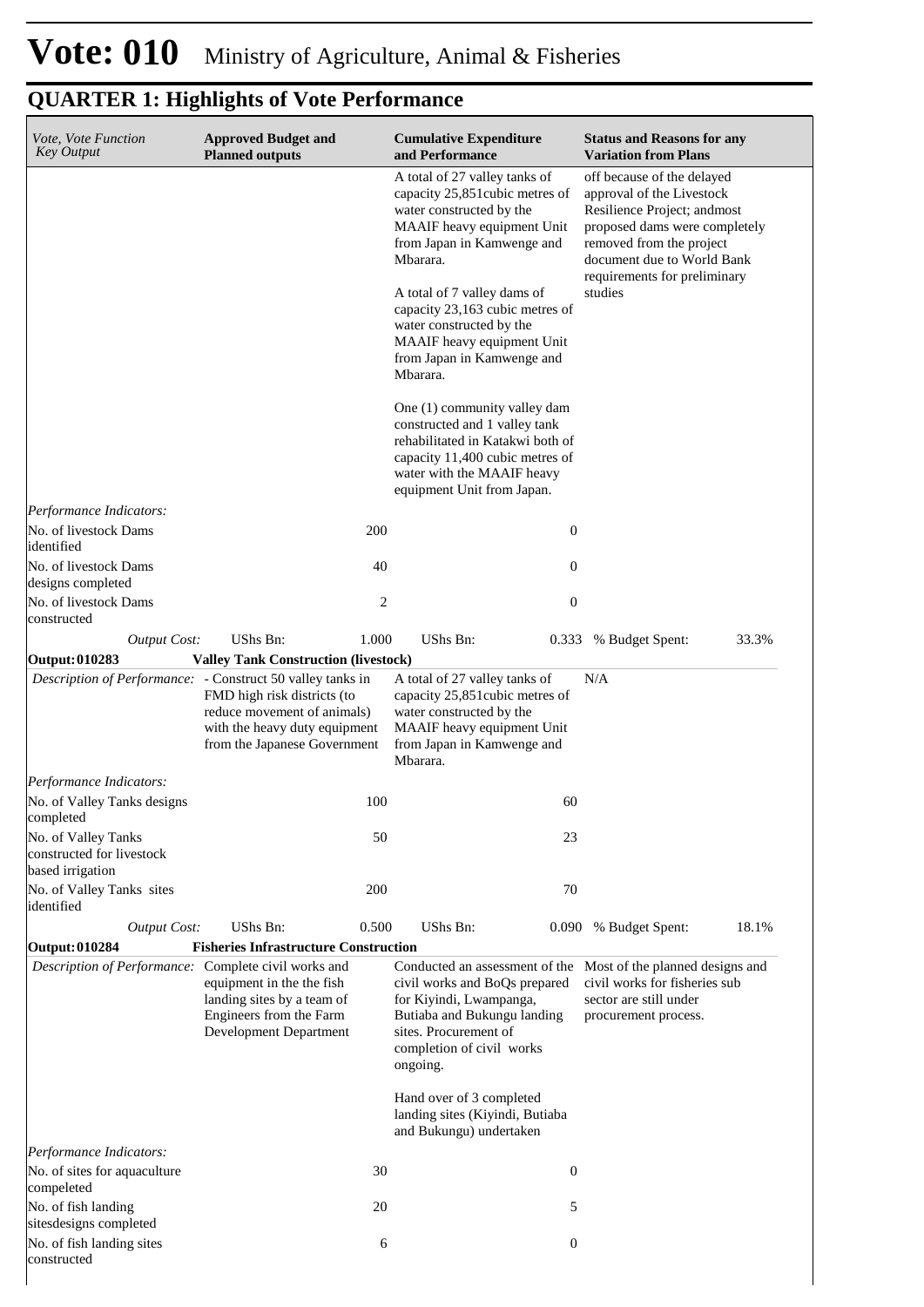# Vote: 010 Ministry of Agriculture, Animal & Fisheries

## QUARTER 1: Highlights of Vote Performance

| *Vote, Vote Function Key Output* | **Approved Budget and Planned outputs** | **Cumulative Expenditure and Performance** | **Status and Reasons for any Variation from Plans** |
|---|---|---|---|
| | | A total of 27 valley tanks of capacity 25,851cubic metres of water constructed by the MAAIF heavy equipment Unit from Japan in Kamwenge and Mbarara.<br><br>A total of 7 valley dams of capacity 23,163 cubic metres of water constructed by the MAAIF heavy equipment Unit from Japan in Kamwenge and Mbarara.<br><br>One (1) community valley dam constructed and 1 valley tank rehabilitated in Katakwi both of capacity 11,400 cubic metres of water with the MAAIF heavy equipment Unit from Japan. | off because of the delayed approval of the Livestock Resilience Project; andmost proposed dams were completely removed from the project document due to World Bank requirements for preliminary studies |
| *Performance Indicators:* | | | |
| No. of livestock Dams identified | 200 | 0 | |
| No. of livestock Dams designs completed | 40 | 0 | |
| No. of livestock Dams constructed | 2 | 0 | |
| *Output Cost:* | UShs Bn: 1.000 | UShs Bn: 0.333 | % Budget Spent: 33.3% |
| **Output: 010283** | **Valley Tank Construction (livestock)** | | |
| *Description of Performance:* | - Construct 50 valley tanks in FMD high risk districts (to reduce movement of animals) with the heavy duty equipment from the Japanese Government | A total of 27 valley tanks of capacity 25,851cubic metres of water constructed by the MAAIF heavy equipment Unit from Japan in Kamwenge and Mbarara. | N/A |
| *Performance Indicators:* | | | |
| No. of Valley Tanks designs completed | 100 | 60 | |
| No. of Valley Tanks constructed for livestock based irrigation | 50 | 23 | |
| No. of Valley Tanks sites identified | 200 | 70 | |
| *Output Cost:* | UShs Bn: 0.500 | UShs Bn: 0.090 | % Budget Spent: 18.1% |
| **Output: 010284** | **Fisheries Infrastructure Construction** | | |
| *Description of Performance:* | Complete civil works and equipment in the the fish landing sites by a team of Engineers from the Farm Development Department | Conducted an assessment of the civil works and BoQs prepared for Kiyindi, Lwampanga, Butiaba and Bukungu landing sites. Procurement of completion of civil works ongoing.<br><br>Hand over of 3 completed landing sites (Kiyindi, Butiaba and Bukungu) undertaken | Most of the planned designs and civil works for fisheries sub sector are still under procurement process. |
| *Performance Indicators:* | | | |
| No. of sites for aquaculture compeleted | 30 | 0 | |
| No. of fish landing sitesdesigns completed | 20 | 5 | |
| No. of fish landing sites constructed | 6 | 0 | |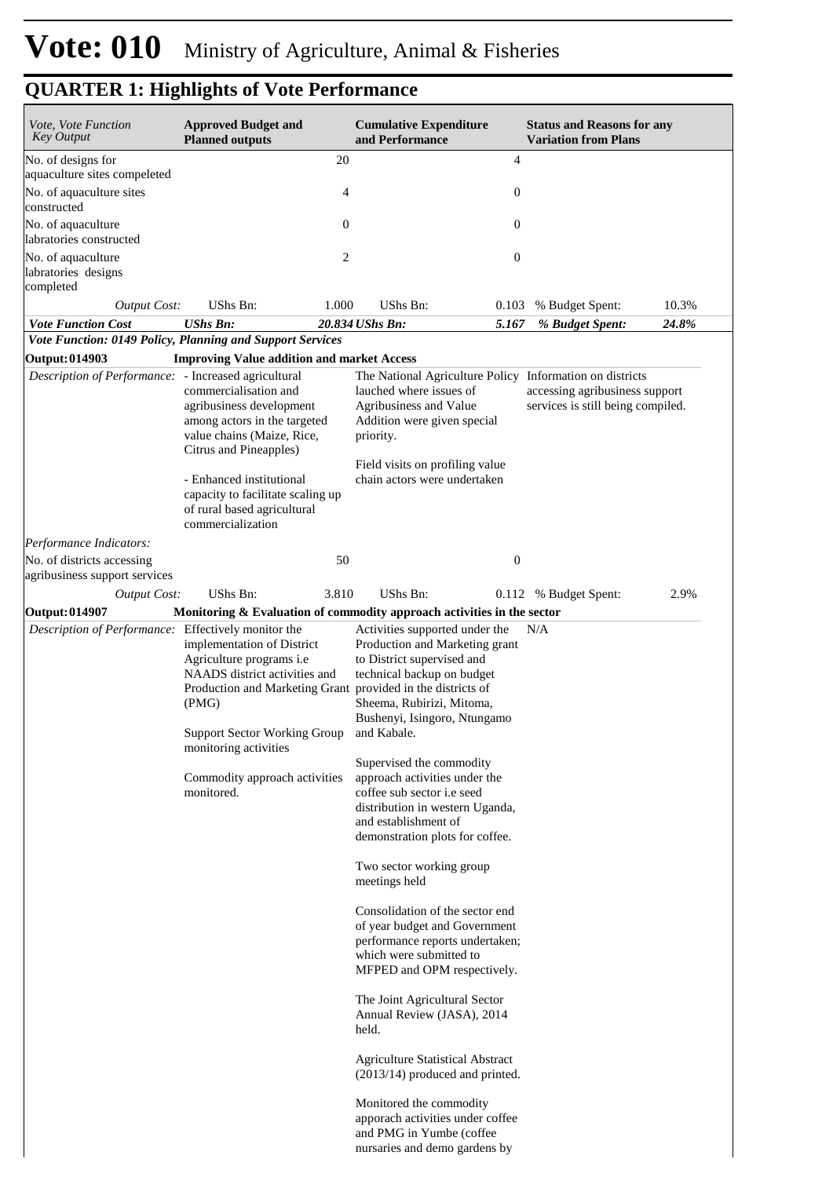# Vote: 010 Ministry of Agriculture, Animal & Fisheries

## QUARTER 1: Highlights of Vote Performance

| *Vote, Vote Function Key Output* | **Approved Budget and Planned outputs** | | **Cumulative Expenditure and Performance** | | **Status and Reasons for any Variation from Plans** | |
|---|---|---|---|---|---|---|
| No. of designs for aquaculture sites compeleted | | 20 | | 4 | | |
| No. of aquaculture sites constructed | | 4 | | 0 | | |
| No. of aquaculture labratories constructed | | 0 | | 0 | | |
| No. of aquaculture labratories designs completed | | 2 | | 0 | | |
| *Output Cost:* | UShs Bn: | 1.000 | UShs Bn: | 0.103 | % Budget Spent: | 10.3% |
| ***Vote Function Cost*** | ***UShs Bn:*** | ***20.834*** | ***UShs Bn:*** | ***5.167*** | ***% Budget Spent:*** | ***24.8%*** |
| ***Vote Function: 0149 Policy, Planning and Support Services*** | | | | | | |
| **Output: 014903** | **Improving Value addition and market Access** | | | | | |
| *Description of Performance:* | - Increased agricultural commercialisation and agribusiness development among actors in the targeted value chains (Maize, Rice, Citrus and Pineapples)<br><br>- Enhanced institutional capacity to facilitate scaling up of rural based agricultural commercialization | | The National Agriculture Policy lauched where issues of Agribusiness and Value Addition were given special priority.<br><br>Field visits on profiling value chain actors were undertaken | | Information on districts accessing agribusiness support services is still being compiled. | |
| *Performance Indicators:* | | | | | | |
| No. of districts accessing agribusiness support services | | 50 | | 0 | | |
| *Output Cost:* | UShs Bn: | 3.810 | UShs Bn: | 0.112 | % Budget Spent: | 2.9% |
| **Output: 014907** | **Monitoring & Evaluation of commodity approach activities in the sector** | | | | | |
| *Description of Performance:* | Effectively monitor the implementation of District Agriculture programs i.e NAADS district activities and Production and Marketing Grant (PMG)<br><br>Support Sector Working Group monitoring activities<br><br>Commodity approach activities monitored. | | Activities supported under the Production and Marketing grant to District supervised and technical backup on budget provided in the districts of Sheema, Rubirizi, Mitoma, Bushenyi, Isingoro, Ntungamo and Kabale.<br><br>Supervised the commodity approach activities under the coffee sub sector i.e seed distribution in western Uganda, and establishment of demonstration plots for coffee.<br><br>Two sector working group meetings held<br><br>Consolidation of the sector end of year budget and Government performance reports undertaken; which were submitted to MFPED and OPM respectively.<br><br>The Joint Agricultural Sector Annual Review (JASA), 2014 held.<br><br>Agriculture Statistical Abstract (2013/14) produced and printed.<br><br>Monitored the commodity apporach activities under coffee and PMG in Yumbe (coffee nursaries and demo gardens by | | N/A | |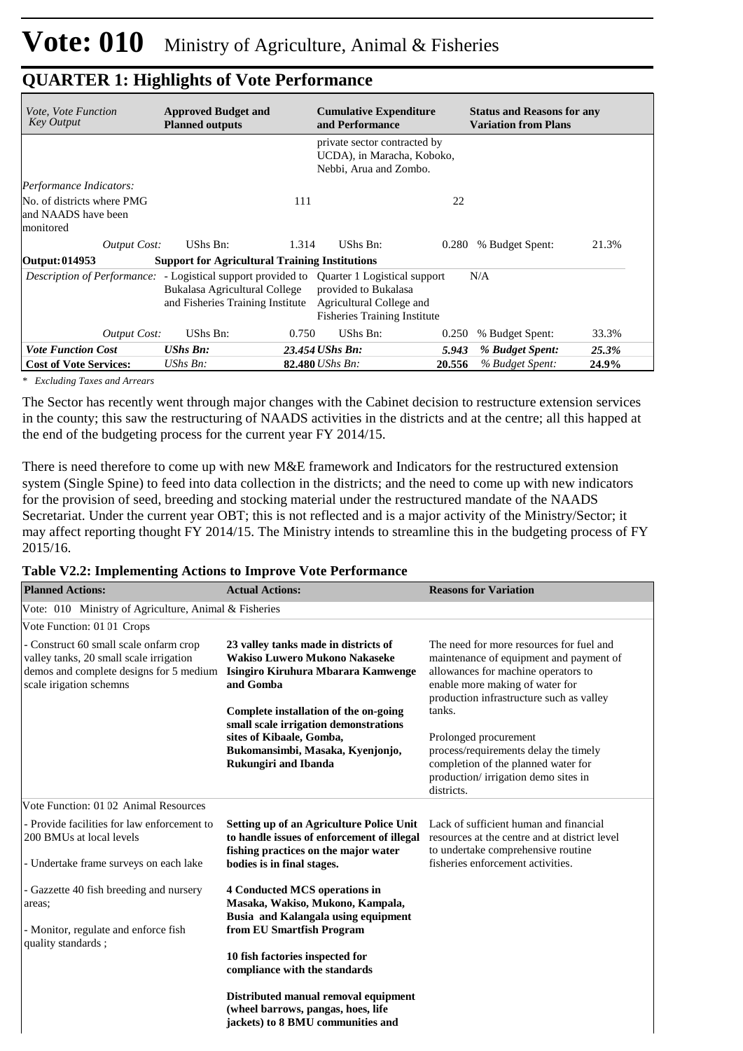# Vote: 010 Ministry of Agriculture, Animal & Fisheries

## QUARTER 1: Highlights of Vote Performance

| *Vote, Vote Function Key Output* | **Approved Budget and Planned outputs** | | **Cumulative Expenditure and Performance** | | **Status and Reasons for any Variation from Plans** | |
|---|---|---|---|---|---|---|
| | | | private sector contracted by UCDA), in Maracha, Koboko, Nebbi, Arua and Zombo. | | | |
| *Performance Indicators:* | | | | | | |
| No. of districts where PMG and NAADS have been monitored | | 111 | | 22 | | |
| *Output Cost:* | UShs Bn: | 1.314 | UShs Bn: | 0.280 | % Budget Spent: | 21.3% |
| **Output: 014953** | **Support for Agricultural Training Institutions** | | | | | |
| *Description of Performance:* | - Logistical support provided to Bukalasa Agricultural College and Fisheries Training Institute | | Quarter 1 Logistical support provided to Bukalasa Agricultural College and Fisheries Training Institute | | N/A | |
| *Output Cost:* | UShs Bn: | 0.750 | UShs Bn: | 0.250 | % Budget Spent: | 33.3% |
| ***Vote Function Cost*** | ***UShs Bn:*** | ***23.454*** | ***UShs Bn:*** | ***5.943*** | ***% Budget Spent:*** | ***25.3%*** |
| **Cost of Vote Services:** | *UShs Bn:* | **82.480** | *UShs Bn:* | **20.556** | *% Budget Spent:* | **24.9%** |

*\* Excluding Taxes and Arrears*

The Sector has recently went through major changes with the Cabinet decision to restructure extension services in the county; this saw the restructuring of NAADS activities in the districts and at the centre; all this happed at the end of the budgeting process for the current year FY 2014/15.

There is need therefore to come up with new M&E framework and Indicators for the restructured extension system (Single Spine) to feed into data collection in the districts; and the need to come up with new indicators for the provision of seed, breeding and stocking material under the restructured mandate of the NAADS Secretariat. Under the current year OBT; this is not reflected and is a major activity of the Ministry/Sector; it may affect reporting thought FY 2014/15. The Ministry intends to streamline this in the budgeting process of FY 2015/16.

**Table V2.2: Implementing Actions to Improve Vote Performance**

| **Planned Actions:** | **Actual Actions:** | **Reasons for Variation** |
|---|---|---|
| Vote: 010 Ministry of Agriculture, Animal & Fisheries | | |
| Vote Function: 01 01 Crops | | |
| - Construct 60 small scale onfarm crop valley tanks, 20 small scale irrigation demos and complete designs for 5 medium scale irigation schemns | **23 valley tanks made in districts of Wakiso Luwero Mukono Nakaseke Isingiro Kiruhura Mbarara Kamwenge and Gomba**<br><br>**Complete installation of the on-going small scale irrigation demonstrations sites of Kibaale, Gomba, Bukomansimbi, Masaka, Kyenjonjo, Rukungiri and Ibanda** | The need for more resources for fuel and maintenance of equipment and payment of allowances for machine operators to enable more making of water for production infrastructure such as valley tanks.<br><br>Prolonged procurement process/requirements delay the timely completion of the planned water for production/ irrigation demo sites in districts. |
| Vote Function: 01 02 Animal Resources | | |
| - Provide facilities for law enforcement to 200 BMUs at local levels<br><br>- Undertake frame surveys on each lake<br><br>- Gazzette 40 fish breeding and nursery areas;<br><br>- Monitor, regulate and enforce fish quality standards ; | **Setting up of an Agriculture Police Unit to handle issues of enforcement of illegal fishing practices on the major water bodies is in final stages.**<br><br>**4 Conducted MCS operations in Masaka, Wakiso, Mukono, Kampala, Busia and Kalangala using equipment from EU Smartfish Program**<br><br>**10 fish factories inspected for compliance with the standards**<br><br>**Distributed manual removal equipment (wheel barrows, pangas, hoes, life jackets) to 8 BMU communities and** | Lack of sufficient human and financial resources at the centre and at district level to undertake comprehensive routine fisheries enforcement activities. |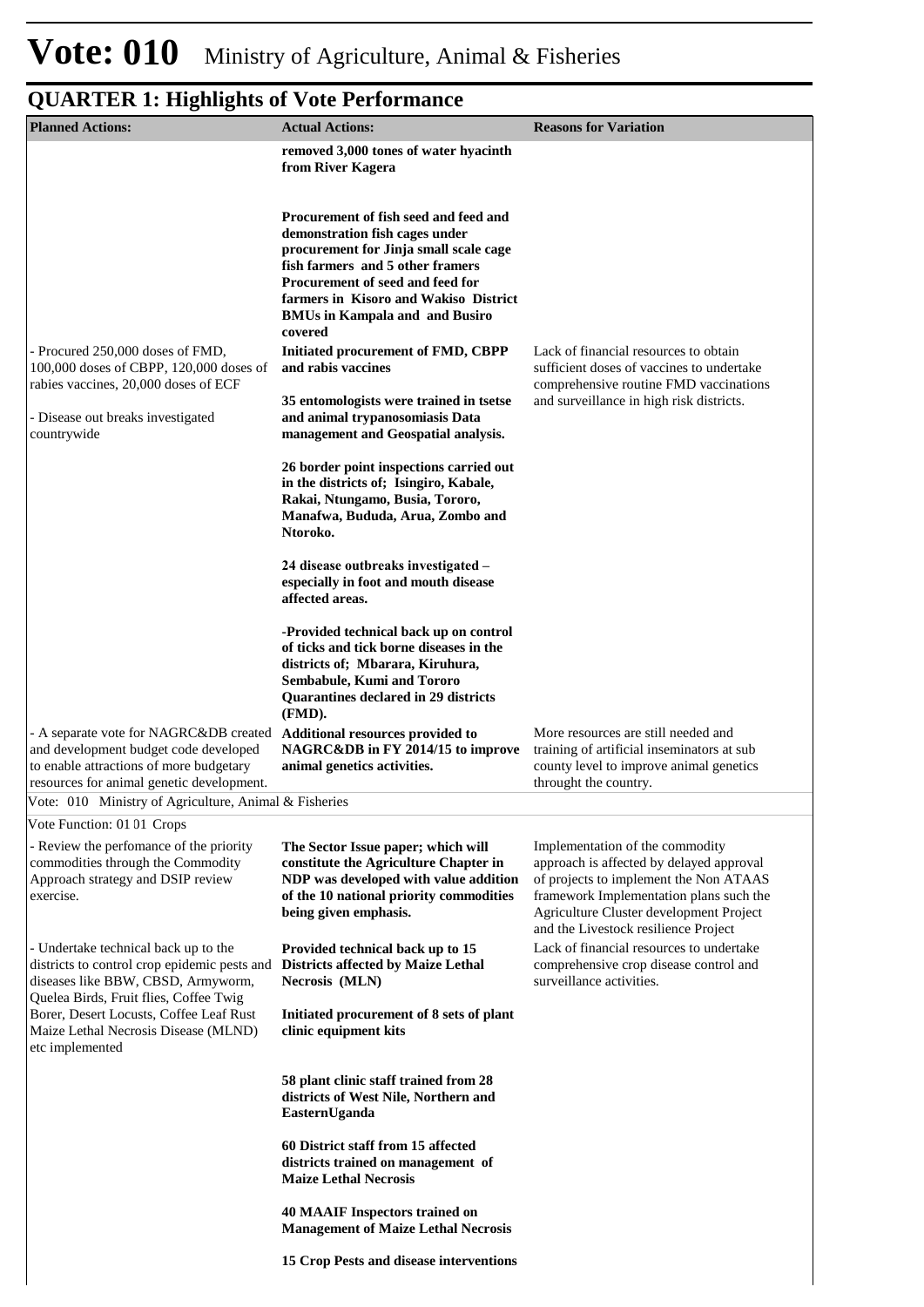# Vote: 010 Ministry of Agriculture, Animal & Fisheries

## QUARTER 1: Highlights of Vote Performance

| Planned Actions: | Actual Actions: | Reasons for Variation |
|---|---|---|
| | **removed 3,000 tones of water hyacinth from River Kagera**<br><br>**Procurement of fish seed and feed and demonstration fish cages under procurement for Jinja small scale cage fish farmers and 5 other framers Procurement of seed and feed for farmers in Kisoro and Wakiso District BMUs in Kampala and and Busiro covered** | |
| - Procured 250,000 doses of FMD, 100,000 doses of CBPP, 120,000 doses of rabies vaccines, 20,000 doses of ECF<br><br>- Disease out breaks investigated countrywide | **Initiated procurement of FMD, CBPP and rabis vaccines**<br><br>**35 entomologists were trained in tsetse and animal trypanosomiasis Data management and Geospatial analysis.**<br><br>**26 border point inspections carried out in the districts of; Isingiro, Kabale, Rakai, Ntungamo, Busia, Tororo, Manafwa, Bududa, Arua, Zombo and Ntoroko.**<br><br>**24 disease outbreaks investigated – especially in foot and mouth disease affected areas.**<br><br>**-Provided technical back up on control of ticks and tick borne diseases in the districts of; Mbarara, Kiruhura, Sembabule, Kumi and Tororo Quarantines declared in 29 districts (FMD).** | Lack of financial resources to obtain sufficient doses of vaccines to undertake comprehensive routine FMD vaccinations and surveillance in high risk districts. |
| - A separate vote for NAGRC&DB created and development budget code developed to enable attractions of more budgetary resources for animal genetic development. | **Additional resources provided to NAGRC&DB in FY 2014/15 to improve animal genetics activities.** | More resources are still needed and training of artificial inseminators at sub county level to improve animal genetics throught the country. |
| Vote: 010 Ministry of Agriculture, Animal & Fisheries | | |
| Vote Function: 01 01 Crops | | |
| - Review the perfomance of the priority commodities through the Commodity Approach strategy and DSIP review exercise. | **The Sector Issue paper; which will constitute the Agriculture Chapter in NDP was developed with value addition of the 10 national priority commodities being given emphasis.** | Implementation of the commodity approach is affected by delayed approval of projects to implement the Non ATAAS framework Implementation plans such the Agriculture Cluster development Project and the Livestock resilience Project |
| - Undertake technical back up to the districts to control crop epidemic pests and diseases like BBW, CBSD, Armyworm, Quelea Birds, Fruit flies, Coffee Twig Borer, Desert Locusts, Coffee Leaf Rust Maize Lethal Necrosis Disease (MLND) etc implemented | **Provided technical back up to 15 Districts affected by Maize Lethal Necrosis (MLN)**<br><br>**Initiated procurement of 8 sets of plant clinic equipment kits**<br><br>**58 plant clinic staff trained from 28 districts of West Nile, Northern and EasternUganda**<br><br>**60 District staff from 15 affected districts trained on management of Maize Lethal Necrosis**<br><br>**40 MAAIF Inspectors trained on Management of Maize Lethal Necrosis**<br><br>**15 Crop Pests and disease interventions** | Lack of financial resources to undertake comprehensive crop disease control and surveillance activities. |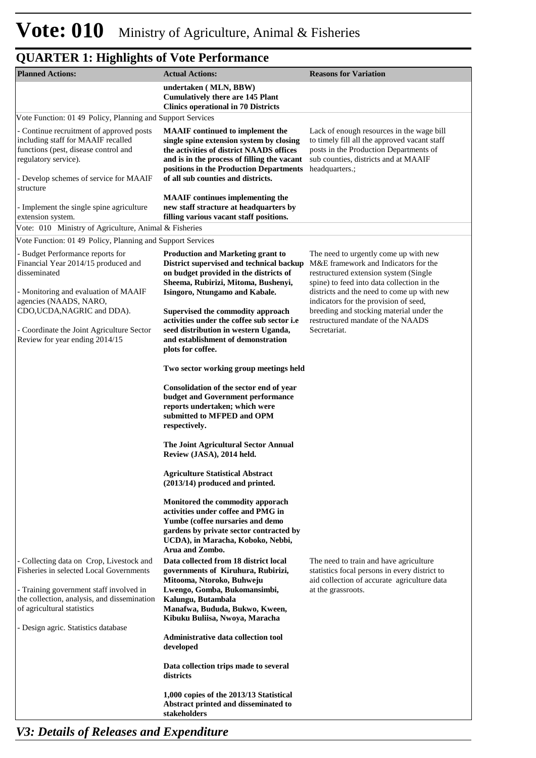# Vote: 010 Ministry of Agriculture, Animal & Fisheries

## QUARTER 1: Highlights of Vote Performance

| Planned Actions: | Actual Actions: | Reasons for Variation |
|---|---|---|
| | **undertaken ( MLN, BBW)**<br>**Cumulatively there are 145 Plant Clinics operational in 70 Districts** | |
| Vote Function: 01 49 Policy, Planning and Support Services | | |
| - Continue recruitment of approved posts including staff for MAAIF recalled functions (pest, disease control and regulatory service).<br><br>- Develop schemes of service for MAAIF structure<br><br>- Implement the single spine agriculture extension system. | **MAAIF continued to implement the single spine extension system by closing the activities of district NAADS offices and is in the process of filling the vacant positions in the Production Departments of all sub counties and districts.**<br><br>**MAAIF continues implementing the new staff structure at headquarters by filling various vacant staff positions.** | Lack of enough resources in the wage bill to timely fill all the approved vacant staff posts in the Production Departments of sub counties, districts and at MAAIF headquarters.; |
| Vote: 010 Ministry of Agriculture, Animal & Fisheries | | |
| Vote Function: 01 49 Policy, Planning and Support Services | | |
| - Budget Performance reports for Financial Year 2014/15 produced and disseminated<br><br>- Monitoring and evaluation of MAAIF agencies (NAADS, NARO, CDO,UCDA,NAGRIC and DDA).<br><br>- Coordinate the Joint Agriculture Sector Review for year ending 2014/15 | **Production and Marketing grant to District supervised and technical backup on budget provided in the districts of Sheema, Rubirizi, Mitoma, Bushenyi, Isingoro, Ntungamo and Kabale.**<br><br>**Supervised the commodity approach activities under the coffee sub sector i.e seed distribution in western Uganda, and establishment of demonstration plots for coffee.**<br><br>**Two sector working group meetings held**<br><br>**Consolidation of the sector end of year budget and Government performance reports undertaken; which were submitted to MFPED and OPM respectively.**<br><br>**The Joint Agricultural Sector Annual Review (JASA), 2014 held.**<br><br>**Agriculture Statistical Abstract (2013/14) produced and printed.**<br><br>**Monitored the commodity apporach activities under coffee and PMG in Yumbe (coffee nursaries and demo gardens by private sector contracted by UCDA), in Maracha, Koboko, Nebbi, Arua and Zombo.** | The need to urgently come up with new M&E framework and Indicators for the restructured extension system (Single spine) to feed into data collection in the districts and the need to come up with new indicators for the provision of seed, breeding and stocking material under the restructured mandate of the NAADS Secretariat. |
| - Collecting data on Crop, Livestock and Fisheries in selected Local Governments<br><br>- Training government staff involved in the collection, analysis, and dissemination of agricultural statistics<br><br>- Design agric. Statistics database | **Data collected from 18 district local governments of Kiruhura, Rubirizi, Mitooma, Ntoroko, Buhweju Lwengo, Gomba, Bukomansimbi, Kalungu, Butambala Manafwa, Bududa, Bukwo, Kween, Kibuku Buliisa, Nwoya, Maracha**<br><br>**Administrative data collection tool developed**<br><br>**Data collection trips made to several districts**<br><br>**1,000 copies of the 2013/13 Statistical Abstract printed and disseminated to stakeholders** | The need to train and have agriculture statistics focal persons in every district to aid collection of accurate agriculture data at the grassroots. |

## *V3: Details of Releases and Expenditure*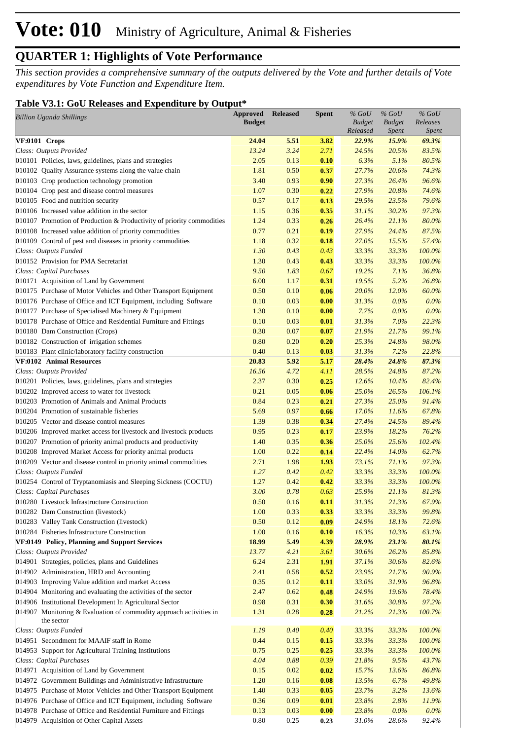# Vote: 010 Ministry of Agriculture, Animal & Fisheries

## QUARTER 1: Highlights of Vote Performance

*This section provides a comprehensive summary of the outputs delivered by the Vote and further details of Vote expenditures by Vote Function and Expenditure Item.*

### Table V3.1: GoU Releases and Expenditure by Output*

| *Billion Uganda Shillings* | Approved Budget | Released | Spent | *% GoU Budget Released* | *% GoU Budget Spent* | *% GoU Releases Spent* |
|---|---|---|---|---|---|---|
| **VF:0101 Crops** | **24.04** | **5.51** | **3.82** | ***22.9%*** | ***15.9%*** | ***69.3%*** |
| *Class: Outputs Provided* | *13.24* | *3.24* | *2.71* | *24.5%* | *20.5%* | *83.5%* |
| 010101 Policies, laws, guidelines, plans and strategies | 2.05 | 0.13 | **0.10** | *6.3%* | *5.1%* | *80.5%* |
| 010102 Quality Assurance systems along the value chain | 1.81 | 0.50 | **0.37** | *27.7%* | *20.6%* | *74.3%* |
| 010103 Crop production technology promotion | 3.40 | 0.93 | **0.90** | *27.3%* | *26.4%* | *96.6%* |
| 010104 Crop pest and disease control measures | 1.07 | 0.30 | **0.22** | *27.9%* | *20.8%* | *74.6%* |
| 010105 Food and nutrition security | 0.57 | 0.17 | **0.13** | *29.5%* | *23.5%* | *79.6%* |
| 010106 Increased value addition in the sector | 1.15 | 0.36 | **0.35** | *31.1%* | *30.2%* | *97.3%* |
| 010107 Promotion of Production & Productivity of priority commodities | 1.24 | 0.33 | **0.26** | *26.4%* | *21.1%* | *80.0%* |
| 010108 Increased value addition of priority commodities | 0.77 | 0.21 | **0.19** | *27.9%* | *24.4%* | *87.5%* |
| 010109 Control of pest and diseases in priority commodities | 1.18 | 0.32 | **0.18** | *27.0%* | *15.5%* | *57.4%* |
| *Class: Outputs Funded* | *1.30* | *0.43* | *0.43* | *33.3%* | *33.3%* | *100.0%* |
| 010152 Provision for PMA Secretariat | 1.30 | 0.43 | **0.43** | *33.3%* | *33.3%* | *100.0%* |
| *Class: Capital Purchases* | *9.50* | *1.83* | *0.67* | *19.2%* | *7.1%* | *36.8%* |
| 010171 Acquisition of Land by Government | 6.00 | 1.17 | **0.31** | *19.5%* | *5.2%* | *26.8%* |
| 010175 Purchase of Motor Vehicles and Other Transport Equipment | 0.50 | 0.10 | **0.06** | *20.0%* | *12.0%* | *60.0%* |
| 010176 Purchase of Office and ICT Equipment, including Software | 0.10 | 0.03 | **0.00** | *31.3%* | *0.0%* | *0.0%* |
| 010177 Purchase of Specialised Machinery & Equipment | 1.30 | 0.10 | **0.00** | *7.7%* | *0.0%* | *0.0%* |
| 010178 Purchase of Office and Residential Furniture and Fittings | 0.10 | 0.03 | **0.01** | *31.3%* | *7.0%* | *22.3%* |
| 010180 Dam Construction (Crops) | 0.30 | 0.07 | **0.07** | *21.9%* | *21.7%* | *99.1%* |
| 010182 Construction of irrigation schemes | 0.80 | 0.20 | **0.20** | *25.3%* | *24.8%* | *98.0%* |
| 010183 Plant clinic/laboratory facility construction | 0.40 | 0.13 | **0.03** | *31.3%* | *7.2%* | *22.8%* |
| **VF:0102 Animal Resources** | **20.83** | **5.92** | **5.17** | ***28.4%*** | ***24.8%*** | ***87.3%*** |
| *Class: Outputs Provided* | *16.56* | *4.72* | *4.11* | *28.5%* | *24.8%* | *87.2%* |
| 010201 Policies, laws, guidelines, plans and strategies | 2.37 | 0.30 | **0.25** | *12.6%* | *10.4%* | *82.4%* |
| 010202 Improved access to water for livestock | 0.21 | 0.05 | **0.06** | *25.0%* | *26.5%* | *106.1%* |
| 010203 Promotion of Animals and Animal Products | 0.84 | 0.23 | **0.21** | *27.3%* | *25.0%* | *91.4%* |
| 010204 Promotion of sustainable fisheries | 5.69 | 0.97 | **0.66** | *17.0%* | *11.6%* | *67.8%* |
| 010205 Vector and disease control measures | 1.39 | 0.38 | **0.34** | *27.4%* | *24.5%* | *89.4%* |
| 010206 Improved market access for livestock and livestock products | 0.95 | 0.23 | **0.17** | *23.9%* | *18.2%* | *76.2%* |
| 010207 Promotion of priority animal products and productivity | 1.40 | 0.35 | **0.36** | *25.0%* | *25.6%* | *102.4%* |
| 010208 Improved Market Access for priority animal products | 1.00 | 0.22 | **0.14** | *22.4%* | *14.0%* | *62.7%* |
| 010209 Vector and disease control in priority animal commodities | 2.71 | 1.98 | **1.93** | *73.1%* | *71.1%* | *97.3%* |
| *Class: Outputs Funded* | *1.27* | *0.42* | *0.42* | *33.3%* | *33.3%* | *100.0%* |
| 010254 Control of Tryptanomiasis and Sleeping Sickness (COCTU) | 1.27 | 0.42 | **0.42** | *33.3%* | *33.3%* | *100.0%* |
| *Class: Capital Purchases* | *3.00* | *0.78* | *0.63* | *25.9%* | *21.1%* | *81.3%* |
| 010280 Livestock Infrastructure Construction | 0.50 | 0.16 | **0.11** | *31.3%* | *21.3%* | *67.9%* |
| 010282 Dam Construction (livestock) | 1.00 | 0.33 | **0.33** | *33.3%* | *33.3%* | *99.8%* |
| 010283 Valley Tank Construction (livestock) | 0.50 | 0.12 | **0.09** | *24.9%* | *18.1%* | *72.6%* |
| 010284 Fisheries Infrastructure Construction | 1.00 | 0.16 | **0.10** | *16.3%* | *10.3%* | *63.1%* |
| **VF:0149 Policy, Planning and Support Services** | **18.99** | **5.49** | **4.39** | ***28.9%*** | ***23.1%*** | ***80.1%*** |
| *Class: Outputs Provided* | *13.77* | *4.21* | *3.61* | *30.6%* | *26.2%* | *85.8%* |
| 014901 Strategies, policies, plans and Guidelines | 6.24 | 2.31 | **1.91** | *37.1%* | *30.6%* | *82.6%* |
| 014902 Administration, HRD and Accounting | 2.41 | 0.58 | **0.52** | *23.9%* | *21.7%* | *90.9%* |
| 014903 Improving Value addition and market Access | 0.35 | 0.12 | **0.11** | *33.0%* | *31.9%* | *96.8%* |
| 014904 Monitoring and evaluating the activities of the sector | 2.47 | 0.62 | **0.48** | *24.9%* | *19.6%* | *78.4%* |
| 014906 Institutional Development In Agricultural Sector | 0.98 | 0.31 | **0.30** | *31.6%* | *30.8%* | *97.2%* |
| 014907 Monitoring & Evaluation of commodity approach activities in the sector | 1.31 | 0.28 | **0.28** | *21.2%* | *21.3%* | *100.7%* |
| *Class: Outputs Funded* | *1.19* | *0.40* | *0.40* | *33.3%* | *33.3%* | *100.0%* |
| 014951 Secondment for MAAIF staff in Rome | 0.44 | 0.15 | **0.15** | *33.3%* | *33.3%* | *100.0%* |
| 014953 Support for Agricultural Training Institutions | 0.75 | 0.25 | **0.25** | *33.3%* | *33.3%* | *100.0%* |
| *Class: Capital Purchases* | *4.04* | *0.88* | *0.39* | *21.8%* | *9.5%* | *43.7%* |
| 014971 Acquisition of Land by Government | 0.15 | 0.02 | **0.02** | *15.7%* | *13.6%* | *86.8%* |
| 014972 Government Buildings and Administrative Infrastructure | 1.20 | 0.16 | **0.08** | *13.5%* | *6.7%* | *49.8%* |
| 014975 Purchase of Motor Vehicles and Other Transport Equipment | 1.40 | 0.33 | **0.05** | *23.7%* | *3.2%* | *13.6%* |
| 014976 Purchase of Office and ICT Equipment, including Software | 0.36 | 0.09 | **0.01** | *23.8%* | *2.8%* | *11.9%* |
| 014978 Purchase of Office and Residential Furniture and Fittings | 0.13 | 0.03 | **0.00** | *23.8%* | *0.0%* | *0.0%* |
| 014979 Acquisition of Other Capital Assets | 0.80 | 0.25 | **0.23** | *31.0%* | *28.6%* | *92.4%* |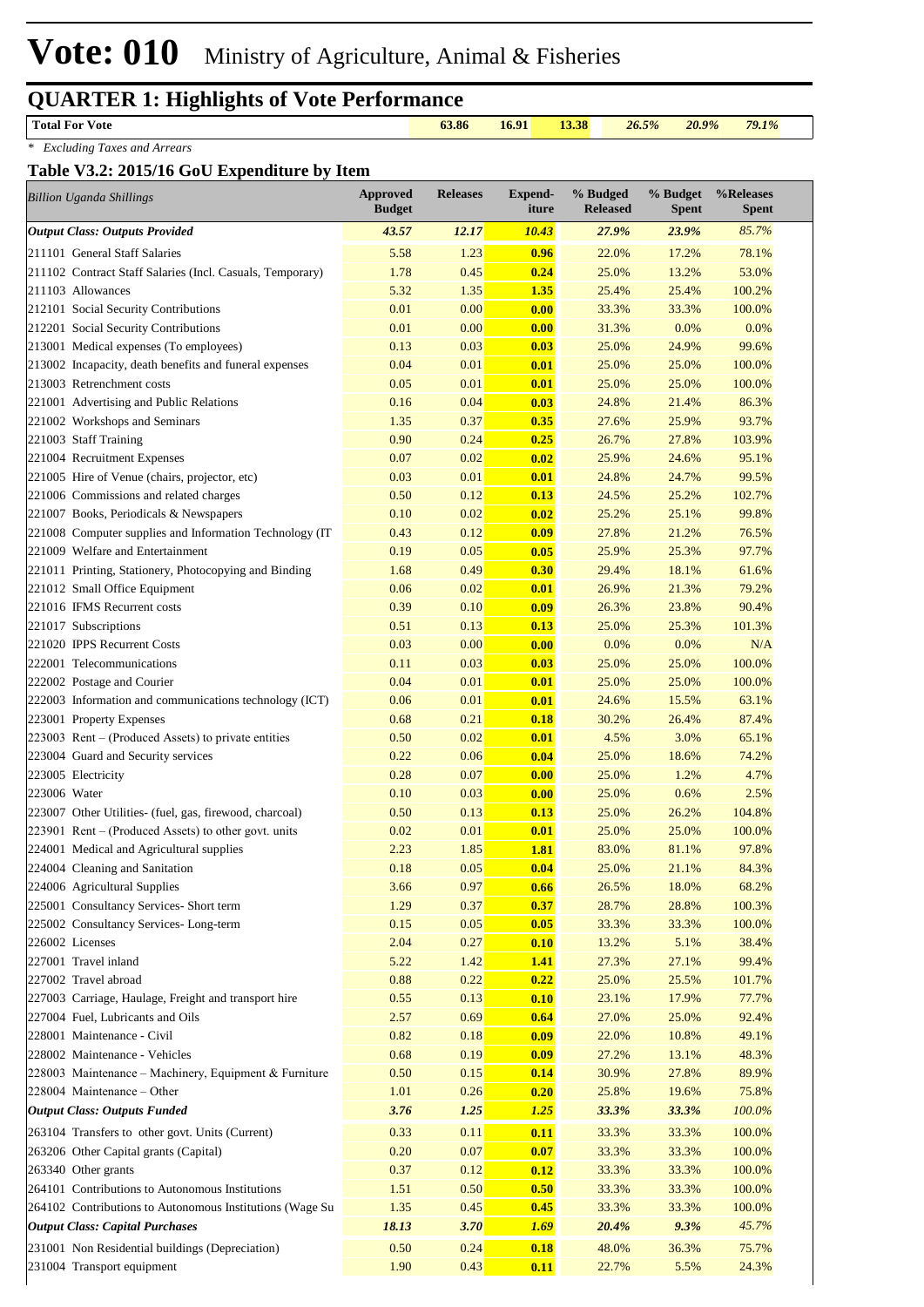# Vote: 010 Ministry of Agriculture, Animal & Fisheries

## QUARTER 1: Highlights of Vote Performance

| Total For Vote | 63.86 | 16.91 | 13.38 | 26.5% | 20.9% | 79.1% |
|---|---|---|---|---|---|---|

*\* Excluding Taxes and Arrears*

### Table V3.2: 2015/16 GoU Expenditure by Item

| *Billion Uganda Shillings* | Approved Budget | Releases | Expend-iture | % Budged Released | % Budget Spent | %Releases Spent |
|---|---|---|---|---|---|---|
| ***Output Class: Outputs Provided*** | ***43.57*** | ***12.17*** | ***10.43*** | ***27.9%*** | ***23.9%*** | *85.7%* |
| 211101 General Staff Salaries | 5.58 | 1.23 | **0.96** | 22.0% | 17.2% | 78.1% |
| 211102 Contract Staff Salaries (Incl. Casuals, Temporary) | 1.78 | 0.45 | **0.24** | 25.0% | 13.2% | 53.0% |
| 211103 Allowances | 5.32 | 1.35 | **1.35** | 25.4% | 25.4% | 100.2% |
| 212101 Social Security Contributions | 0.01 | 0.00 | **0.00** | 33.3% | 33.3% | 100.0% |
| 212201 Social Security Contributions | 0.01 | 0.00 | **0.00** | 31.3% | 0.0% | 0.0% |
| 213001 Medical expenses (To employees) | 0.13 | 0.03 | **0.03** | 25.0% | 24.9% | 99.6% |
| 213002 Incapacity, death benefits and funeral expenses | 0.04 | 0.01 | **0.01** | 25.0% | 25.0% | 100.0% |
| 213003 Retrenchment costs | 0.05 | 0.01 | **0.01** | 25.0% | 25.0% | 100.0% |
| 221001 Advertising and Public Relations | 0.16 | 0.04 | **0.03** | 24.8% | 21.4% | 86.3% |
| 221002 Workshops and Seminars | 1.35 | 0.37 | **0.35** | 27.6% | 25.9% | 93.7% |
| 221003 Staff Training | 0.90 | 0.24 | **0.25** | 26.7% | 27.8% | 103.9% |
| 221004 Recruitment Expenses | 0.07 | 0.02 | **0.02** | 25.9% | 24.6% | 95.1% |
| 221005 Hire of Venue (chairs, projector, etc) | 0.03 | 0.01 | **0.01** | 24.8% | 24.7% | 99.5% |
| 221006 Commissions and related charges | 0.50 | 0.12 | **0.13** | 24.5% | 25.2% | 102.7% |
| 221007 Books, Periodicals & Newspapers | 0.10 | 0.02 | **0.02** | 25.2% | 25.1% | 99.8% |
| 221008 Computer supplies and Information Technology (IT | 0.43 | 0.12 | **0.09** | 27.8% | 21.2% | 76.5% |
| 221009 Welfare and Entertainment | 0.19 | 0.05 | **0.05** | 25.9% | 25.3% | 97.7% |
| 221011 Printing, Stationery, Photocopying and Binding | 1.68 | 0.49 | **0.30** | 29.4% | 18.1% | 61.6% |
| 221012 Small Office Equipment | 0.06 | 0.02 | **0.01** | 26.9% | 21.3% | 79.2% |
| 221016 IFMS Recurrent costs | 0.39 | 0.10 | **0.09** | 26.3% | 23.8% | 90.4% |
| 221017 Subscriptions | 0.51 | 0.13 | **0.13** | 25.0% | 25.3% | 101.3% |
| 221020 IPPS Recurrent Costs | 0.03 | 0.00 | **0.00** | 0.0% | 0.0% | N/A |
| 222001 Telecommunications | 0.11 | 0.03 | **0.03** | 25.0% | 25.0% | 100.0% |
| 222002 Postage and Courier | 0.04 | 0.01 | **0.01** | 25.0% | 25.0% | 100.0% |
| 222003 Information and communications technology (ICT) | 0.06 | 0.01 | **0.01** | 24.6% | 15.5% | 63.1% |
| 223001 Property Expenses | 0.68 | 0.21 | **0.18** | 30.2% | 26.4% | 87.4% |
| 223003 Rent – (Produced Assets) to private entities | 0.50 | 0.02 | **0.01** | 4.5% | 3.0% | 65.1% |
| 223004 Guard and Security services | 0.22 | 0.06 | **0.04** | 25.0% | 18.6% | 74.2% |
| 223005 Electricity | 0.28 | 0.07 | **0.00** | 25.0% | 1.2% | 4.7% |
| 223006 Water | 0.10 | 0.03 | **0.00** | 25.0% | 0.6% | 2.5% |
| 223007 Other Utilities- (fuel, gas, firewood, charcoal) | 0.50 | 0.13 | **0.13** | 25.0% | 26.2% | 104.8% |
| 223901 Rent – (Produced Assets) to other govt. units | 0.02 | 0.01 | **0.01** | 25.0% | 25.0% | 100.0% |
| 224001 Medical and Agricultural supplies | 2.23 | 1.85 | **1.81** | 83.0% | 81.1% | 97.8% |
| 224004 Cleaning and Sanitation | 0.18 | 0.05 | **0.04** | 25.0% | 21.1% | 84.3% |
| 224006 Agricultural Supplies | 3.66 | 0.97 | **0.66** | 26.5% | 18.0% | 68.2% |
| 225001 Consultancy Services- Short term | 1.29 | 0.37 | **0.37** | 28.7% | 28.8% | 100.3% |
| 225002 Consultancy Services- Long-term | 0.15 | 0.05 | **0.05** | 33.3% | 33.3% | 100.0% |
| 226002 Licenses | 2.04 | 0.27 | **0.10** | 13.2% | 5.1% | 38.4% |
| 227001 Travel inland | 5.22 | 1.42 | **1.41** | 27.3% | 27.1% | 99.4% |
| 227002 Travel abroad | 0.88 | 0.22 | **0.22** | 25.0% | 25.5% | 101.7% |
| 227003 Carriage, Haulage, Freight and transport hire | 0.55 | 0.13 | **0.10** | 23.1% | 17.9% | 77.7% |
| 227004 Fuel, Lubricants and Oils | 2.57 | 0.69 | **0.64** | 27.0% | 25.0% | 92.4% |
| 228001 Maintenance - Civil | 0.82 | 0.18 | **0.09** | 22.0% | 10.8% | 49.1% |
| 228002 Maintenance - Vehicles | 0.68 | 0.19 | **0.09** | 27.2% | 13.1% | 48.3% |
| 228003 Maintenance – Machinery, Equipment & Furniture | 0.50 | 0.15 | **0.14** | 30.9% | 27.8% | 89.9% |
| 228004 Maintenance – Other | 1.01 | 0.26 | **0.20** | 25.8% | 19.6% | 75.8% |
| ***Output Class: Outputs Funded*** | ***3.76*** | ***1.25*** | ***1.25*** | ***33.3%*** | ***33.3%*** | *100.0%* |
| 263104 Transfers to other govt. Units (Current) | 0.33 | 0.11 | **0.11** | 33.3% | 33.3% | 100.0% |
| 263206 Other Capital grants (Capital) | 0.20 | 0.07 | **0.07** | 33.3% | 33.3% | 100.0% |
| 263340 Other grants | 0.37 | 0.12 | **0.12** | 33.3% | 33.3% | 100.0% |
| 264101 Contributions to Autonomous Institutions | 1.51 | 0.50 | **0.50** | 33.3% | 33.3% | 100.0% |
| 264102 Contributions to Autonomous Institutions (Wage Su | 1.35 | 0.45 | **0.45** | 33.3% | 33.3% | 100.0% |
| ***Output Class: Capital Purchases*** | ***18.13*** | ***3.70*** | ***1.69*** | ***20.4%*** | ***9.3%*** | *45.7%* |
| 231001 Non Residential buildings (Depreciation) | 0.50 | 0.24 | **0.18** | 48.0% | 36.3% | 75.7% |
| 231004 Transport equipment | 1.90 | 0.43 | **0.11** | 22.7% | 5.5% | 24.3% |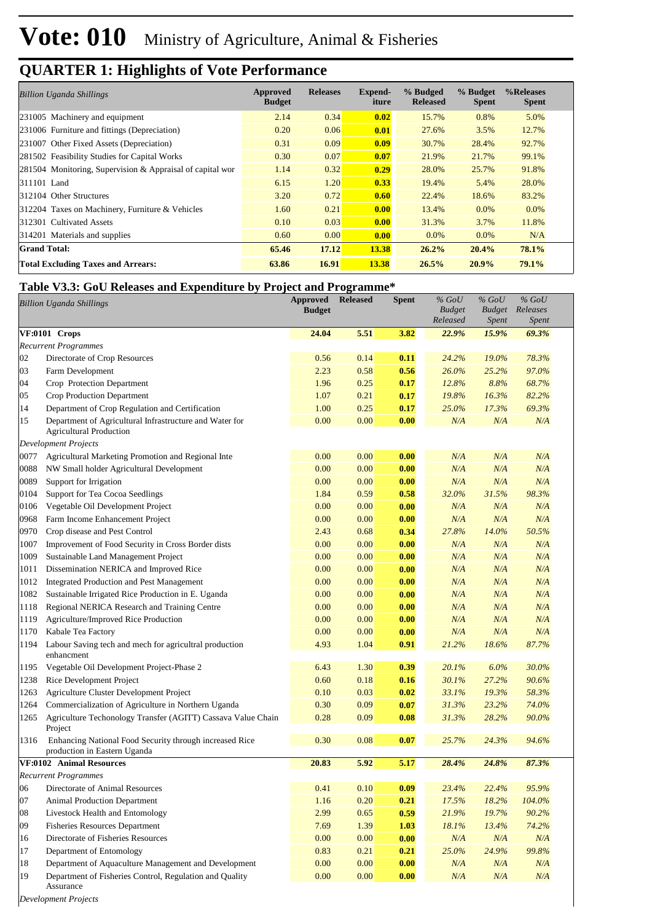# Vote: 010 Ministry of Agriculture, Animal & Fisheries

## QUARTER 1: Highlights of Vote Performance

| *Billion Uganda Shillings* | Approved Budget | Releases | Expend-iture | % Budged Released | % Budget Spent | %Releases Spent |
|---|---|---|---|---|---|---|
| 231005 Machinery and equipment | 2.14 | 0.34 | **0.02** | 15.7% | 0.8% | 5.0% |
| 231006 Furniture and fittings (Depreciation) | 0.20 | 0.06 | **0.01** | 27.6% | 3.5% | 12.7% |
| 231007 Other Fixed Assets (Depreciation) | 0.31 | 0.09 | **0.09** | 30.7% | 28.4% | 92.7% |
| 281502 Feasibility Studies for Capital Works | 0.30 | 0.07 | **0.07** | 21.9% | 21.7% | 99.1% |
| 281504 Monitoring, Supervision & Appraisal of capital wor | 1.14 | 0.32 | **0.29** | 28.0% | 25.7% | 91.8% |
| 311101 Land | 6.15 | 1.20 | **0.33** | 19.4% | 5.4% | 28.0% |
| 312104 Other Structures | 3.20 | 0.72 | **0.60** | 22.4% | 18.6% | 83.2% |
| 312204 Taxes on Machinery, Furniture & Vehicles | 1.60 | 0.21 | **0.00** | 13.4% | 0.0% | 0.0% |
| 312301 Cultivated Assets | 0.10 | 0.03 | **0.00** | 31.3% | 3.7% | 11.8% |
| 314201 Materials and supplies | 0.60 | 0.00 | **0.00** | 0.0% | 0.0% | N/A |
| **Grand Total:** | **65.46** | **17.12** | **13.38** | **26.2%** | **20.4%** | **78.1%** |
| **Total Excluding Taxes and Arrears:** | **63.86** | **16.91** | **13.38** | **26.5%** | **20.9%** | **79.1%** |

## Table V3.3: GoU Releases and Expenditure by Project and Programme*

| | *Billion Uganda Shillings* | Approved Budget | Released | Spent | *% GoU Budget Released* | *% GoU Budget Spent* | *% GoU Releases Spent* |
|---|---|---|---|---|---|---|---|
| **VF:0101** | **Crops** | **24.04** | **5.51** | **3.82** | ***22.9%*** | ***15.9%*** | ***69.3%*** |
| *Recurrent Programmes* | | | | | | | |
| 02 | Directorate of Crop Resources | 0.56 | 0.14 | **0.11** | *24.2%* | *19.0%* | *78.3%* |
| 03 | Farm Development | 2.23 | 0.58 | **0.56** | *26.0%* | *25.2%* | *97.0%* |
| 04 | Crop Protection Department | 1.96 | 0.25 | **0.17** | *12.8%* | *8.8%* | *68.7%* |
| 05 | Crop Production Department | 1.07 | 0.21 | **0.17** | *19.8%* | *16.3%* | *82.2%* |
| 14 | Department of Crop Regulation and Certification | 1.00 | 0.25 | **0.17** | *25.0%* | *17.3%* | *69.3%* |
| 15 | Department of Agricultural Infrastructure and Water for Agricultural Production | 0.00 | 0.00 | **0.00** | *N/A* | *N/A* | *N/A* |
| *Development Projects* | | | | | | | |
| 0077 | Agricultural Marketing Promotion and Regional Inte | 0.00 | 0.00 | **0.00** | *N/A* | *N/A* | *N/A* |
| 0088 | NW Small holder Agricultural Development | 0.00 | 0.00 | **0.00** | *N/A* | *N/A* | *N/A* |
| 0089 | Support for Irrigation | 0.00 | 0.00 | **0.00** | *N/A* | *N/A* | *N/A* |
| 0104 | Support for Tea Cocoa Seedlings | 1.84 | 0.59 | **0.58** | *32.0%* | *31.5%* | *98.3%* |
| 0106 | Vegetable Oil Development Project | 0.00 | 0.00 | **0.00** | *N/A* | *N/A* | *N/A* |
| 0968 | Farm Income Enhancement Project | 0.00 | 0.00 | **0.00** | *N/A* | *N/A* | *N/A* |
| 0970 | Crop disease and Pest Control | 2.43 | 0.68 | **0.34** | *27.8%* | *14.0%* | *50.5%* |
| 1007 | Improvement of Food Security in Cross Border dists | 0.00 | 0.00 | **0.00** | *N/A* | *N/A* | *N/A* |
| 1009 | Sustainable Land Management Project | 0.00 | 0.00 | **0.00** | *N/A* | *N/A* | *N/A* |
| 1011 | Dissemination NERICA and Improved Rice | 0.00 | 0.00 | **0.00** | *N/A* | *N/A* | *N/A* |
| 1012 | Integrated Production and Pest Management | 0.00 | 0.00 | **0.00** | *N/A* | *N/A* | *N/A* |
| 1082 | Sustainable Irrigated Rice Production in E. Uganda | 0.00 | 0.00 | **0.00** | *N/A* | *N/A* | *N/A* |
| 1118 | Regional NERICA Research and Training Centre | 0.00 | 0.00 | **0.00** | *N/A* | *N/A* | *N/A* |
| 1119 | Agriculture/Improved Rice Production | 0.00 | 0.00 | **0.00** | *N/A* | *N/A* | *N/A* |
| 1170 | Kabale Tea Factory | 0.00 | 0.00 | **0.00** | *N/A* | *N/A* | *N/A* |
| 1194 | Labour Saving tech and mech for agricultral production enhancment | 4.93 | 1.04 | **0.91** | *21.2%* | *18.6%* | *87.7%* |
| 1195 | Vegetable Oil Development Project-Phase 2 | 6.43 | 1.30 | **0.39** | *20.1%* | *6.0%* | *30.0%* |
| 1238 | Rice Development Project | 0.60 | 0.18 | **0.16** | *30.1%* | *27.2%* | *90.6%* |
| 1263 | Agriculture Cluster Development Project | 0.10 | 0.03 | **0.02** | *33.1%* | *19.3%* | *58.3%* |
| 1264 | Commercialization of Agriculture in Northern Uganda | 0.30 | 0.09 | **0.07** | *31.3%* | *23.2%* | *74.0%* |
| 1265 | Agriculture Techonology Transfer (AGITT) Cassava Value Chain Project | 0.28 | 0.09 | **0.08** | *31.3%* | *28.2%* | *90.0%* |
| 1316 | Enhancing National Food Security through increased Rice production in Eastern Uganda | 0.30 | 0.08 | **0.07** | *25.7%* | *24.3%* | *94.6%* |
| **VF:0102** | **Animal Resources** | **20.83** | **5.92** | **5.17** | ***28.4%*** | ***24.8%*** | ***87.3%*** |
| *Recurrent Programmes* | | | | | | | |
| 06 | Directorate of Animal Resources | 0.41 | 0.10 | **0.09** | *23.4%* | *22.4%* | *95.9%* |
| 07 | Animal Production Department | 1.16 | 0.20 | **0.21** | *17.5%* | *18.2%* | *104.0%* |
| 08 | Livestock Health and Entomology | 2.99 | 0.65 | **0.59** | *21.9%* | *19.7%* | *90.2%* |
| 09 | Fisheries Resources Department | 7.69 | 1.39 | **1.03** | *18.1%* | *13.4%* | *74.2%* |
| 16 | Directorate of Fisheries Resources | 0.00 | 0.00 | **0.00** | *N/A* | *N/A* | *N/A* |
| 17 | Department of Entomology | 0.83 | 0.21 | **0.21** | *25.0%* | *24.9%* | *99.8%* |
| 18 | Department of Aquaculture Management and Development | 0.00 | 0.00 | **0.00** | *N/A* | *N/A* | *N/A* |
| 19 | Department of Fisheries Control, Regulation and Quality Assurance | 0.00 | 0.00 | **0.00** | *N/A* | *N/A* | *N/A* |
| *Development Projects* | | | | | | | |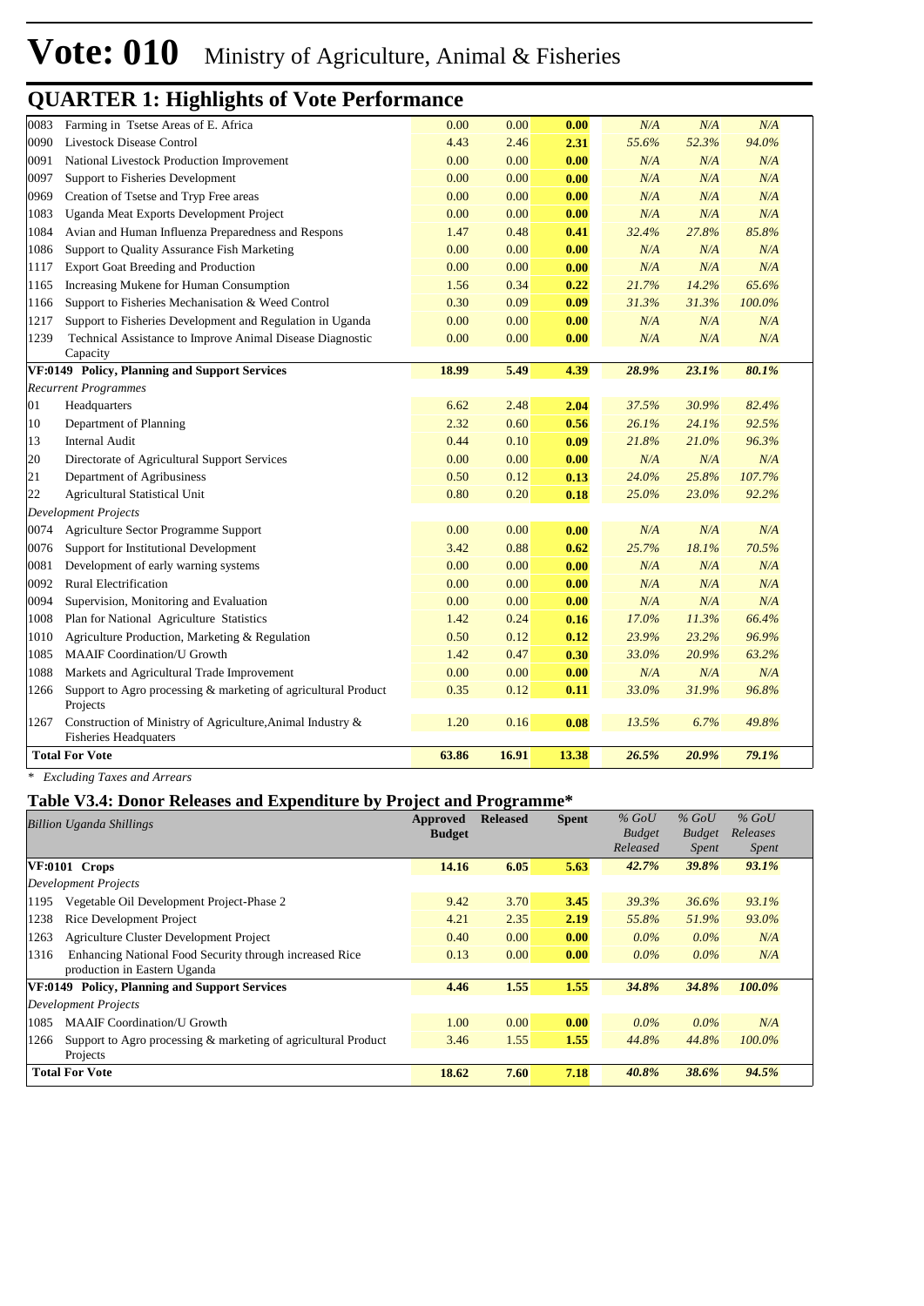# Vote: 010 Ministry of Agriculture, Animal & Fisheries

## QUARTER 1: Highlights of Vote Performance

| | | | | | | | |
|---|---|---|---|---|---|---|---|
| 0083 | Farming in Tsetse Areas of E. Africa | 0.00 | 0.00 | **0.00** | *N/A* | *N/A* | *N/A* |
| 0090 | Livestock Disease Control | 4.43 | 2.46 | **2.31** | *55.6%* | *52.3%* | *94.0%* |
| 0091 | National Livestock Production Improvement | 0.00 | 0.00 | **0.00** | *N/A* | *N/A* | *N/A* |
| 0097 | Support to Fisheries Development | 0.00 | 0.00 | **0.00** | *N/A* | *N/A* | *N/A* |
| 0969 | Creation of Tsetse and Tryp Free areas | 0.00 | 0.00 | **0.00** | *N/A* | *N/A* | *N/A* |
| 1083 | Uganda Meat Exports Development Project | 0.00 | 0.00 | **0.00** | *N/A* | *N/A* | *N/A* |
| 1084 | Avian and Human Influenza Preparedness and Respons | 1.47 | 0.48 | **0.41** | *32.4%* | *27.8%* | *85.8%* |
| 1086 | Support to Quality Assurance Fish Marketing | 0.00 | 0.00 | **0.00** | *N/A* | *N/A* | *N/A* |
| 1117 | Export Goat Breeding and Production | 0.00 | 0.00 | **0.00** | *N/A* | *N/A* | *N/A* |
| 1165 | Increasing Mukene for Human Consumption | 1.56 | 0.34 | **0.22** | *21.7%* | *14.2%* | *65.6%* |
| 1166 | Support to Fisheries Mechanisation & Weed Control | 0.30 | 0.09 | **0.09** | *31.3%* | *31.3%* | *100.0%* |
| 1217 | Support to Fisheries Development and Regulation in Uganda | 0.00 | 0.00 | **0.00** | *N/A* | *N/A* | *N/A* |
| 1239 | Technical Assistance to Improve Animal Disease Diagnostic Capacity | 0.00 | 0.00 | **0.00** | *N/A* | *N/A* | *N/A* |
| **VF:0149** | **Policy, Planning and Support Services** | **18.99** | **5.49** | **4.39** | ***28.9%*** | ***23.1%*** | ***80.1%*** |
| *Recurrent Programmes* | | | | | | | |
| 01 | Headquarters | 6.62 | 2.48 | **2.04** | *37.5%* | *30.9%* | *82.4%* |
| 10 | Department of Planning | 2.32 | 0.60 | **0.56** | *26.1%* | *24.1%* | *92.5%* |
| 13 | Internal Audit | 0.44 | 0.10 | **0.09** | *21.8%* | *21.0%* | *96.3%* |
| 20 | Directorate of Agricultural Support Services | 0.00 | 0.00 | **0.00** | *N/A* | *N/A* | *N/A* |
| 21 | Department of Agribusiness | 0.50 | 0.12 | **0.13** | *24.0%* | *25.8%* | *107.7%* |
| 22 | Agricultural Statistical Unit | 0.80 | 0.20 | **0.18** | *25.0%* | *23.0%* | *92.2%* |
| *Development Projects* | | | | | | | |
| 0074 | Agriculture Sector Programme Support | 0.00 | 0.00 | **0.00** | *N/A* | *N/A* | *N/A* |
| 0076 | Support for Institutional Development | 3.42 | 0.88 | **0.62** | *25.7%* | *18.1%* | *70.5%* |
| 0081 | Development of early warning systems | 0.00 | 0.00 | **0.00** | *N/A* | *N/A* | *N/A* |
| 0092 | Rural Electrification | 0.00 | 0.00 | **0.00** | *N/A* | *N/A* | *N/A* |
| 0094 | Supervision, Monitoring and Evaluation | 0.00 | 0.00 | **0.00** | *N/A* | *N/A* | *N/A* |
| 1008 | Plan for National Agriculture Statistics | 1.42 | 0.24 | **0.16** | *17.0%* | *11.3%* | *66.4%* |
| 1010 | Agriculture Production, Marketing & Regulation | 0.50 | 0.12 | **0.12** | *23.9%* | *23.2%* | *96.9%* |
| 1085 | MAAIF Coordination/U Growth | 1.42 | 0.47 | **0.30** | *33.0%* | *20.9%* | *63.2%* |
| 1088 | Markets and Agricultural Trade Improvement | 0.00 | 0.00 | **0.00** | *N/A* | *N/A* | *N/A* |
| 1266 | Support to Agro processing & marketing of agricultural Product Projects | 0.35 | 0.12 | **0.11** | *33.0%* | *31.9%* | *96.8%* |
| 1267 | Construction of Ministry of Agriculture,Animal Industry & Fisheries Headquaters | 1.20 | 0.16 | **0.08** | *13.5%* | *6.7%* | *49.8%* |
| **Total For Vote** | | **63.86** | **16.91** | **13.38** | ***26.5%*** | ***20.9%*** | ***79.1%*** |

*\* Excluding Taxes and Arrears*

### Table V3.4: Donor Releases and Expenditure by Project and Programme*

| *Billion Uganda Shillings* | | **Approved Budget** | **Released** | **Spent** | *% GoU Budget Released* | *% GoU Budget Spent* | *% GoU Releases Spent* |
|---|---|---|---|---|---|---|---|
| **VF:0101** | **Crops** | **14.16** | **6.05** | **5.63** | ***42.7%*** | ***39.8%*** | ***93.1%*** |
| *Development Projects* | | | | | | | |
| 1195 | Vegetable Oil Development Project-Phase 2 | 9.42 | 3.70 | **3.45** | *39.3%* | *36.6%* | *93.1%* |
| 1238 | Rice Development Project | 4.21 | 2.35 | **2.19** | *55.8%* | *51.9%* | *93.0%* |
| 1263 | Agriculture Cluster Development Project | 0.40 | 0.00 | **0.00** | *0.0%* | *0.0%* | *N/A* |
| 1316 | Enhancing National Food Security through increased Rice production in Eastern Uganda | 0.13 | 0.00 | **0.00** | *0.0%* | *0.0%* | *N/A* |
| **VF:0149** | **Policy, Planning and Support Services** | **4.46** | **1.55** | **1.55** | ***34.8%*** | ***34.8%*** | ***100.0%*** |
| *Development Projects* | | | | | | | |
| 1085 | MAAIF Coordination/U Growth | 1.00 | 0.00 | **0.00** | *0.0%* | *0.0%* | *N/A* |
| 1266 | Support to Agro processing & marketing of agricultural Product Projects | 3.46 | 1.55 | **1.55** | *44.8%* | *44.8%* | *100.0%* |
| **Total For Vote** | | **18.62** | **7.60** | **7.18** | ***40.8%*** | ***38.6%*** | ***94.5%*** |